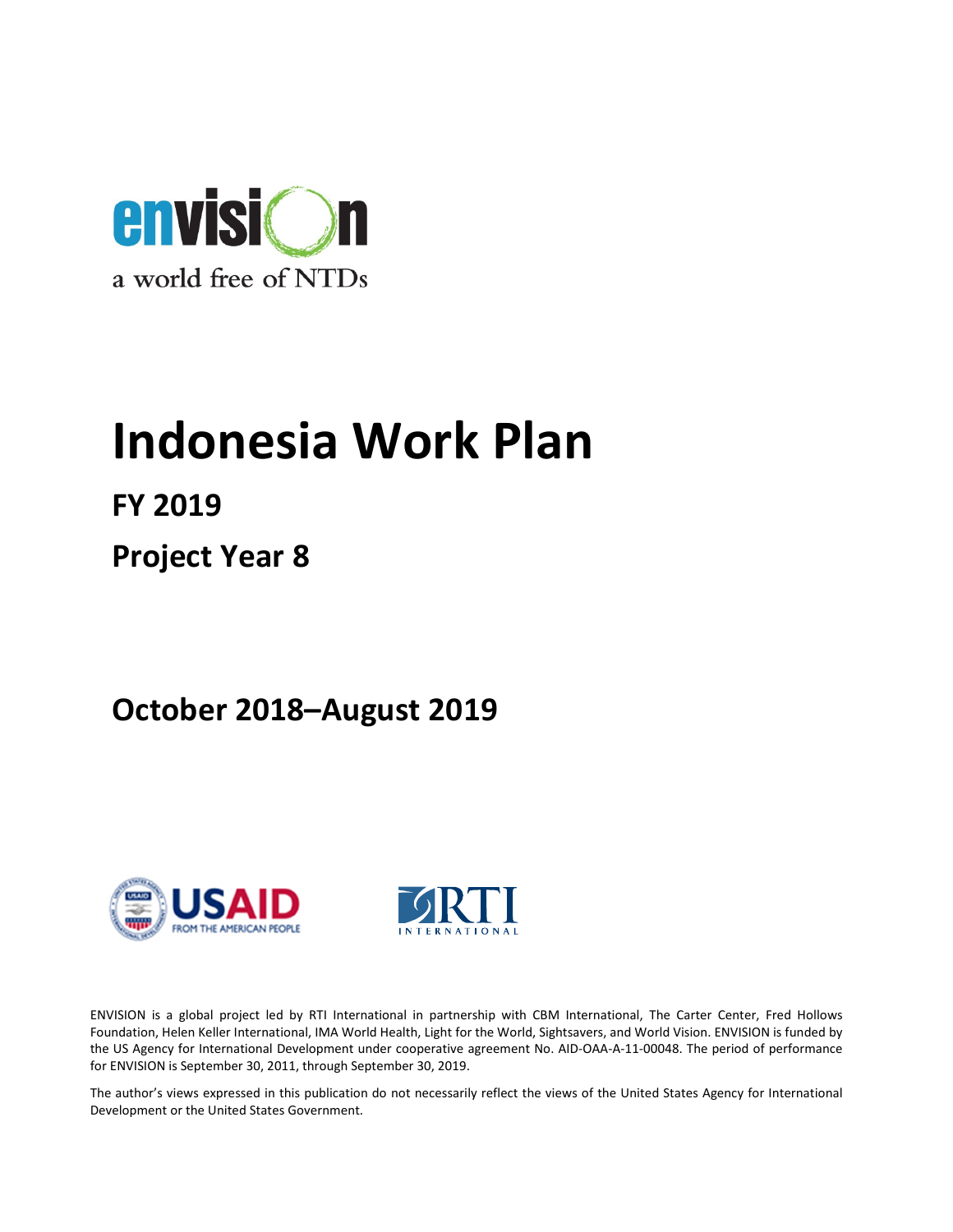envision

a world free of NTDs

# Indonesia Work Plan

## FY 2019

## Project Year 8

## October 2018–August 2019

USAID FROM THE AMERICAN PEOPLE

RTI INTERNATIONAL

ENVISION is a global project led by RTI International in partnership with CBM International, The Carter Center, Fred Hollows Foundation, Helen Keller International, IMA World Health, Light for the World, Sightsavers, and World Vision. ENVISION is funded by the US Agency for International Development under cooperative agreement No. AID-OAA-A-11-00048. The period of performance for ENVISION is September 30, 2011, through September 30, 2019.

The author's views expressed in this publication do not necessarily reflect the views of the United States Agency for International Development or the United States Government.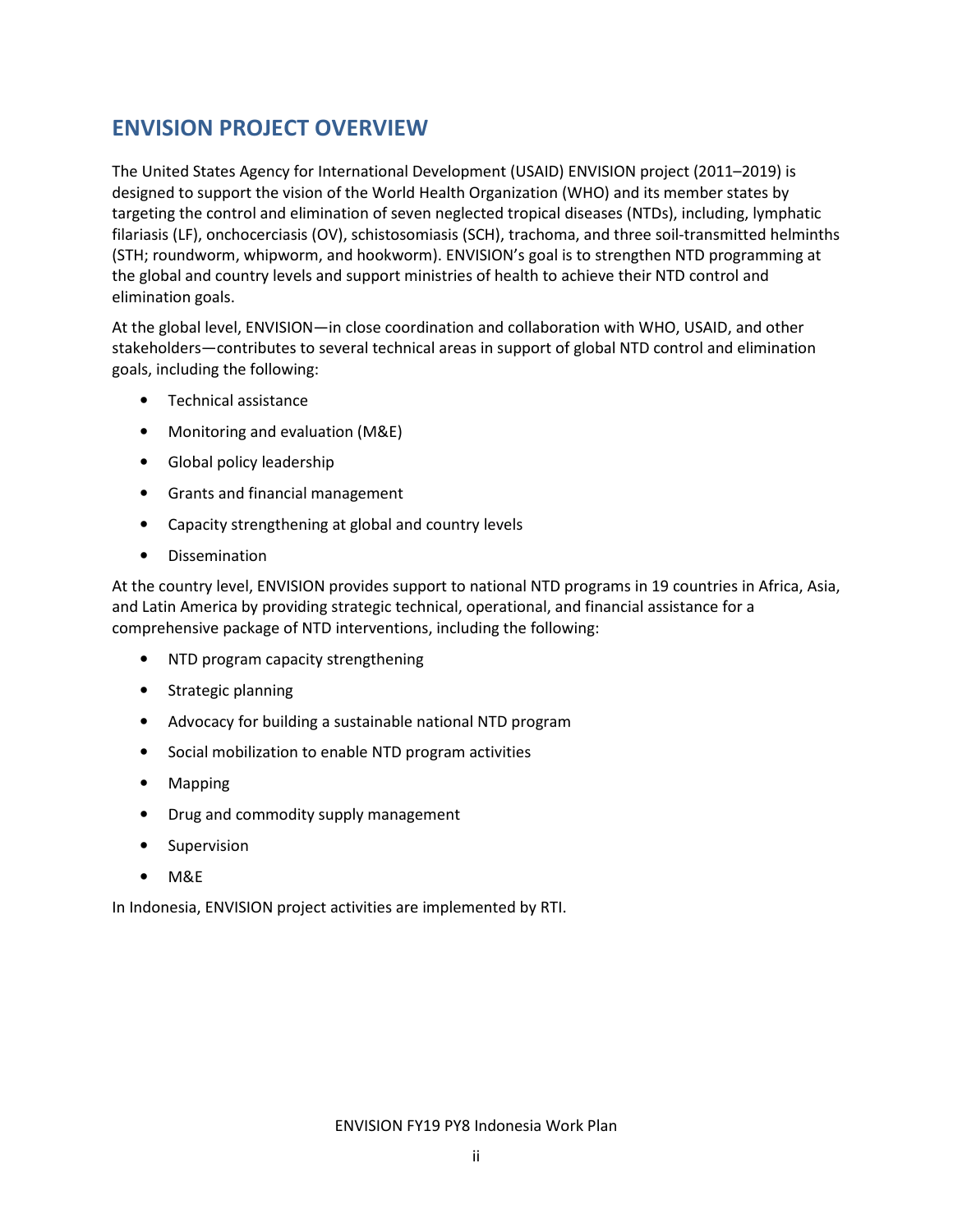## ENVISION PROJECT OVERVIEW

The United States Agency for International Development (USAID) ENVISION project (2011–2019) is designed to support the vision of the World Health Organization (WHO) and its member states by targeting the control and elimination of seven neglected tropical diseases (NTDs), including, lymphatic filariasis (LF), onchocerciasis (OV), schistosomiasis (SCH), trachoma, and three soil-transmitted helminths (STH; roundworm, whipworm, and hookworm). ENVISION's goal is to strengthen NTD programming at the global and country levels and support ministries of health to achieve their NTD control and elimination goals.

At the global level, ENVISION—in close coordination and collaboration with WHO, USAID, and other stakeholders—contributes to several technical areas in support of global NTD control and elimination goals, including the following:

- Technical assistance
- Monitoring and evaluation (M&E)
- Global policy leadership
- Grants and financial management
- Capacity strengthening at global and country levels
- Dissemination

At the country level, ENVISION provides support to national NTD programs in 19 countries in Africa, Asia, and Latin America by providing strategic technical, operational, and financial assistance for a comprehensive package of NTD interventions, including the following:

- NTD program capacity strengthening
- Strategic planning
- Advocacy for building a sustainable national NTD program
- Social mobilization to enable NTD program activities
- Mapping
- Drug and commodity supply management
- Supervision
- M&E

In Indonesia, ENVISION project activities are implemented by RTI.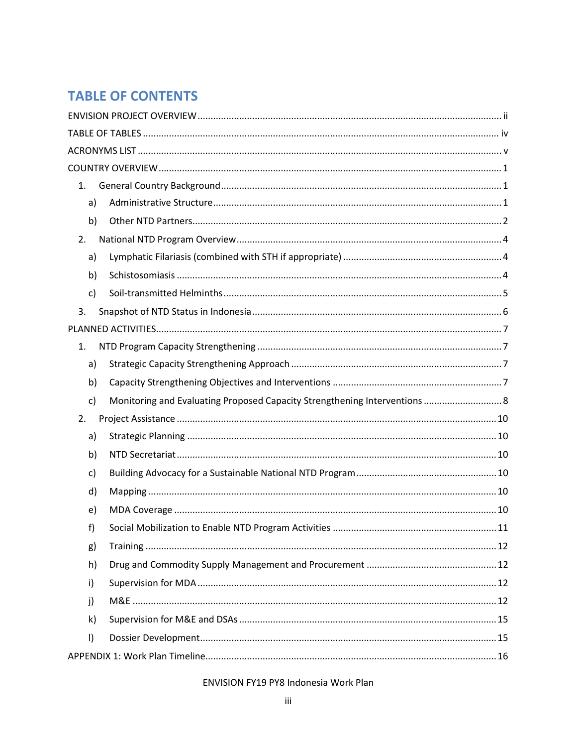# TABLE OF CONTENTS

ENVISION PROJECT OVERVIEW ..... ii

TABLE OF TABLES ..... iv

ACRONYMS LIST ..... v

COUNTRY OVERVIEW ..... 1

1. General Country Background ..... 1
   a) Administrative Structure ..... 1
   b) Other NTD Partners ..... 2
2. National NTD Program Overview ..... 4
   a) Lymphatic Filariasis (combined with STH if appropriate) ..... 4
   b) Schistosomiasis ..... 4
   c) Soil-transmitted Helminths ..... 5
3. Snapshot of NTD Status in Indonesia ..... 6

PLANNED ACTIVITIES ..... 7

1. NTD Program Capacity Strengthening ..... 7
   a) Strategic Capacity Strengthening Approach ..... 7
   b) Capacity Strengthening Objectives and Interventions ..... 7
   c) Monitoring and Evaluating Proposed Capacity Strengthening Interventions ..... 8
2. Project Assistance ..... 10
   a) Strategic Planning ..... 10
   b) NTD Secretariat ..... 10
   c) Building Advocacy for a Sustainable National NTD Program ..... 10
   d) Mapping ..... 10
   e) MDA Coverage ..... 10
   f) Social Mobilization to Enable NTD Program Activities ..... 11
   g) Training ..... 12
   h) Drug and Commodity Supply Management and Procurement ..... 12
   i) Supervision for MDA ..... 12
   j) M&E ..... 12
   k) Supervision for M&E and DSAs ..... 15
   l) Dossier Development ..... 15

APPENDIX 1: Work Plan Timeline ..... 16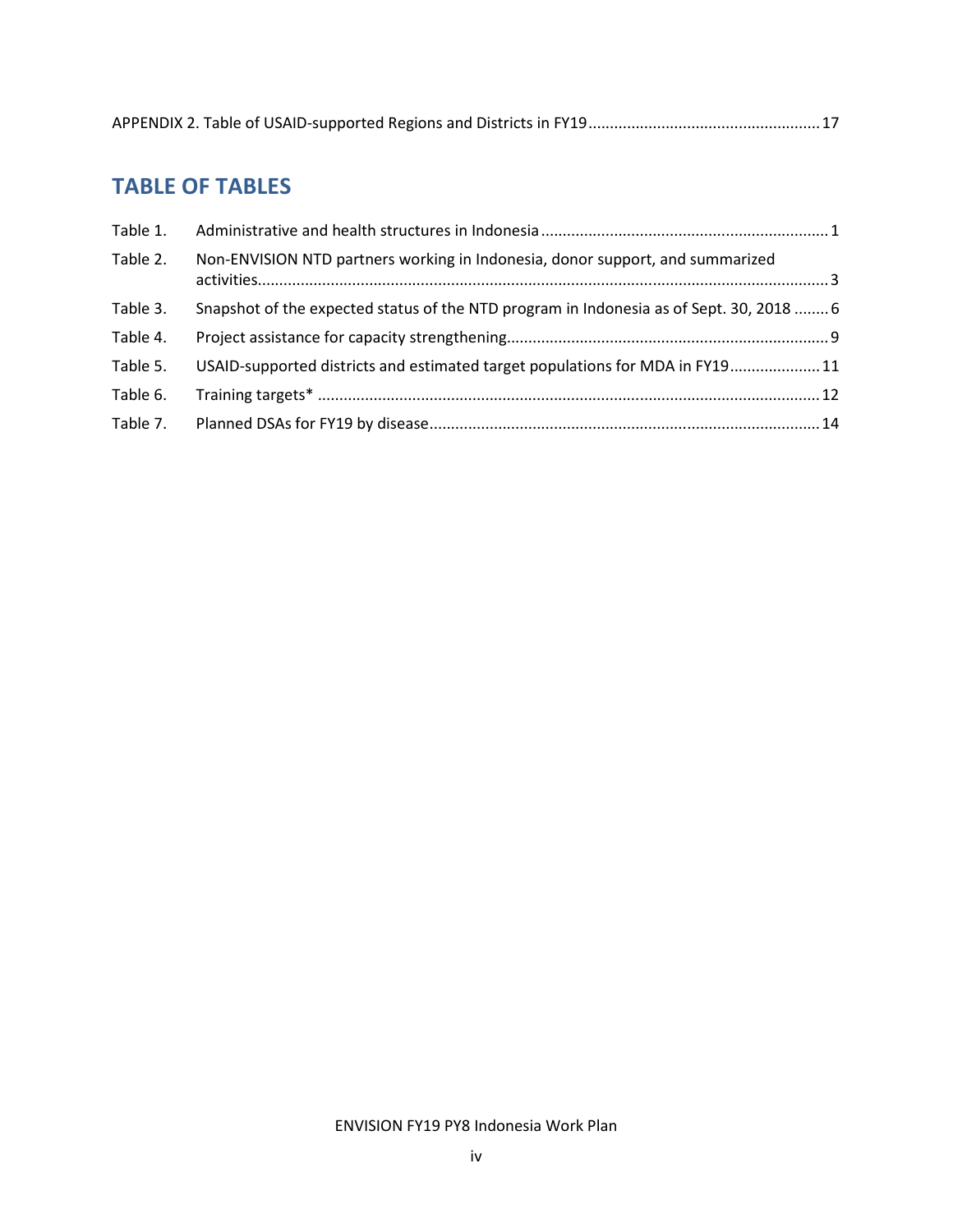APPENDIX 2. Table of USAID-supported Regions and Districts in FY19 ..................................................... 17

## TABLE OF TABLES

Table 1. Administrative and health structures in Indonesia ................................................................... 1

Table 2. Non-ENVISION NTD partners working in Indonesia, donor support, and summarized activities ........................................................................................................................................ 3

Table 3. Snapshot of the expected status of the NTD program in Indonesia as of Sept. 30, 2018 ........ 6

Table 4. Project assistance for capacity strengthening ........................................................................... 9

Table 5. USAID-supported districts and estimated target populations for MDA in FY19 ..................... 11

Table 6. Training targets* ..................................................................................................................... 12

Table 7. Planned DSAs for FY19 by disease .......................................................................................... 14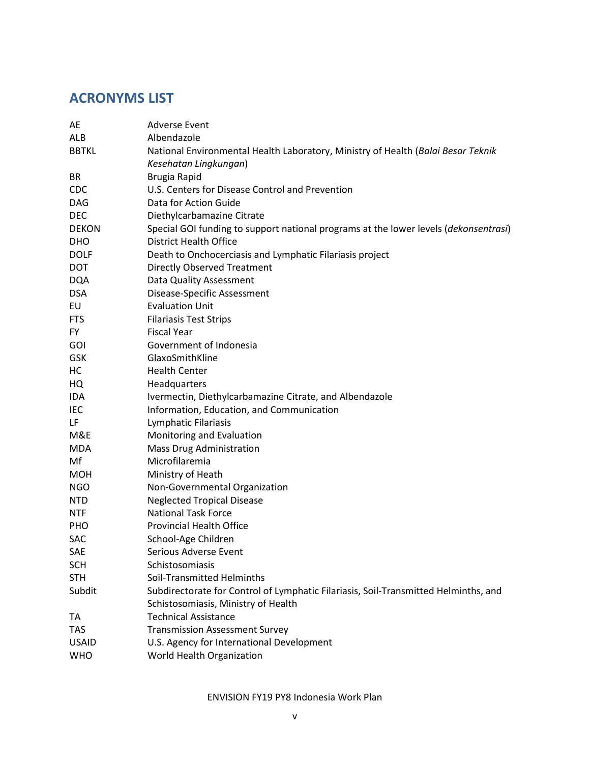## ACRONYMS LIST

| | |
|---|---|
| AE | Adverse Event |
| ALB | Albendazole |
| BBTKL | National Environmental Health Laboratory, Ministry of Health (*Balai Besar Teknik Kesehatan Lingkungan*) |
| BR | Brugia Rapid |
| CDC | U.S. Centers for Disease Control and Prevention |
| DAG | Data for Action Guide |
| DEC | Diethylcarbamazine Citrate |
| DEKON | Special GOI funding to support national programs at the lower levels (*dekonsentrasi*) |
| DHO | District Health Office |
| DOLF | Death to Onchocerciasis and Lymphatic Filariasis project |
| DOT | Directly Observed Treatment |
| DQA | Data Quality Assessment |
| DSA | Disease-Specific Assessment |
| EU | Evaluation Unit |
| FTS | Filariasis Test Strips |
| FY | Fiscal Year |
| GOI | Government of Indonesia |
| GSK | GlaxoSmithKline |
| HC | Health Center |
| HQ | Headquarters |
| IDA | Ivermectin, Diethylcarbamazine Citrate, and Albendazole |
| IEC | Information, Education, and Communication |
| LF | Lymphatic Filariasis |
| M&E | Monitoring and Evaluation |
| MDA | Mass Drug Administration |
| Mf | Microfilaremia |
| MOH | Ministry of Heath |
| NGO | Non-Governmental Organization |
| NTD | Neglected Tropical Disease |
| NTF | National Task Force |
| PHO | Provincial Health Office |
| SAC | School-Age Children |
| SAE | Serious Adverse Event |
| SCH | Schistosomiasis |
| STH | Soil-Transmitted Helminths |
| Subdit | Subdirectorate for Control of Lymphatic Filariasis, Soil-Transmitted Helminths, and Schistosomiasis, Ministry of Health |
| TA | Technical Assistance |
| TAS | Transmission Assessment Survey |
| USAID | U.S. Agency for International Development |
| WHO | World Health Organization |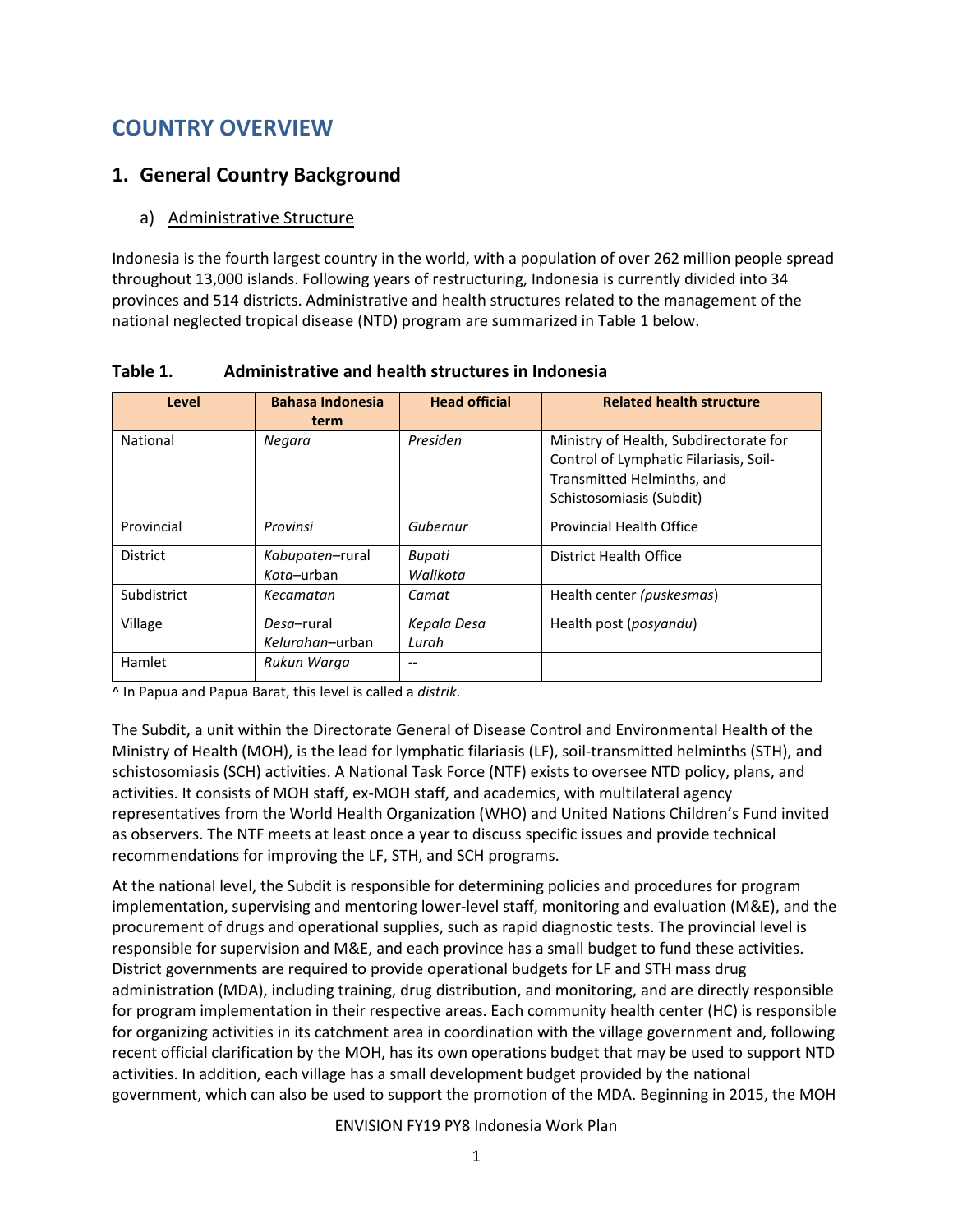# COUNTRY OVERVIEW

## 1. General Country Background

### a) Administrative Structure

Indonesia is the fourth largest country in the world, with a population of over 262 million people spread throughout 13,000 islands. Following years of restructuring, Indonesia is currently divided into 34 provinces and 514 districts. Administrative and health structures related to the management of the national neglected tropical disease (NTD) program are summarized in Table 1 below.

**Table 1. Administrative and health structures in Indonesia**

| Level | Bahasa Indonesia term | Head official | Related health structure |
|---|---|---|---|
| National | *Negara* | *Presiden* | Ministry of Health, Subdirectorate for Control of Lymphatic Filariasis, Soil-Transmitted Helminths, and Schistosomiasis (Subdit) |
| Provincial | *Provinsi* | *Gubernur* | Provincial Health Office |
| District | *Kabupaten*–rural<br>*Kota*–urban | *Bupati*<br>*Walikota* | District Health Office |
| Subdistrict | *Kecamatan* | *Camat* | Health center *(puskesmas)* |
| Village | *Desa*–rural<br>*Kelurahan*–urban | *Kepala Desa*<br>*Lurah* | Health post (*posyandu*) |
| Hamlet | *Rukun Warga* | -- | |

^ In Papua and Papua Barat, this level is called a *distrik*.

The Subdit, a unit within the Directorate General of Disease Control and Environmental Health of the Ministry of Health (MOH), is the lead for lymphatic filariasis (LF), soil-transmitted helminths (STH), and schistosomiasis (SCH) activities. A National Task Force (NTF) exists to oversee NTD policy, plans, and activities. It consists of MOH staff, ex-MOH staff, and academics, with multilateral agency representatives from the World Health Organization (WHO) and United Nations Children's Fund invited as observers. The NTF meets at least once a year to discuss specific issues and provide technical recommendations for improving the LF, STH, and SCH programs.

At the national level, the Subdit is responsible for determining policies and procedures for program implementation, supervising and mentoring lower-level staff, monitoring and evaluation (M&E), and the procurement of drugs and operational supplies, such as rapid diagnostic tests. The provincial level is responsible for supervision and M&E, and each province has a small budget to fund these activities. District governments are required to provide operational budgets for LF and STH mass drug administration (MDA), including training, drug distribution, and monitoring, and are directly responsible for program implementation in their respective areas. Each community health center (HC) is responsible for organizing activities in its catchment area in coordination with the village government and, following recent official clarification by the MOH, has its own operations budget that may be used to support NTD activities. In addition, each village has a small development budget provided by the national government, which can also be used to support the promotion of the MDA. Beginning in 2015, the MOH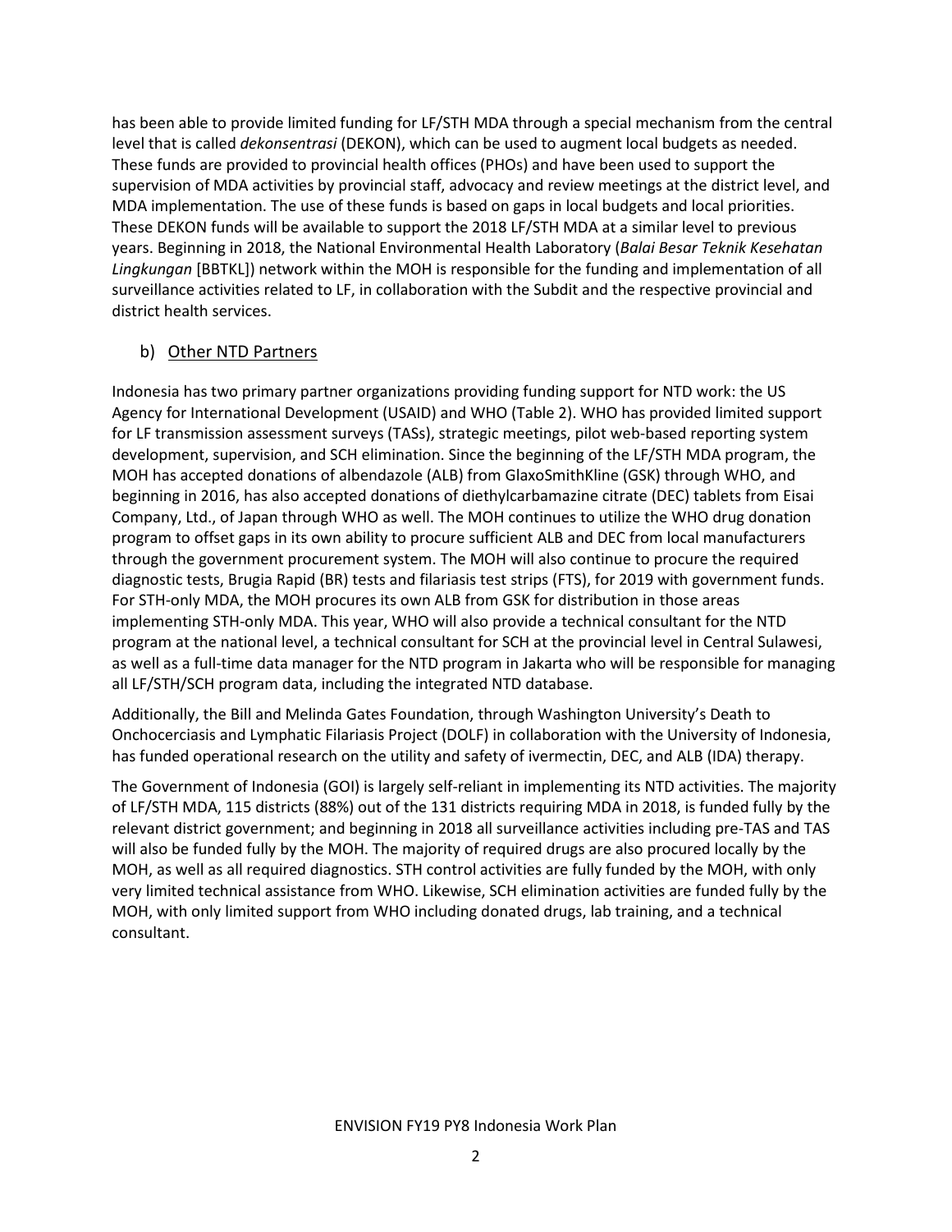has been able to provide limited funding for LF/STH MDA through a special mechanism from the central level that is called *dekonsentrasi* (DEKON), which can be used to augment local budgets as needed. These funds are provided to provincial health offices (PHOs) and have been used to support the supervision of MDA activities by provincial staff, advocacy and review meetings at the district level, and MDA implementation. The use of these funds is based on gaps in local budgets and local priorities. These DEKON funds will be available to support the 2018 LF/STH MDA at a similar level to previous years. Beginning in 2018, the National Environmental Health Laboratory (*Balai Besar Teknik Kesehatan Lingkungan* [BBTKL]) network within the MOH is responsible for the funding and implementation of all surveillance activities related to LF, in collaboration with the Subdit and the respective provincial and district health services.

### b) Other NTD Partners

Indonesia has two primary partner organizations providing funding support for NTD work: the US Agency for International Development (USAID) and WHO (Table 2). WHO has provided limited support for LF transmission assessment surveys (TASs), strategic meetings, pilot web-based reporting system development, supervision, and SCH elimination. Since the beginning of the LF/STH MDA program, the MOH has accepted donations of albendazole (ALB) from GlaxoSmithKline (GSK) through WHO, and beginning in 2016, has also accepted donations of diethylcarbamazine citrate (DEC) tablets from Eisai Company, Ltd., of Japan through WHO as well. The MOH continues to utilize the WHO drug donation program to offset gaps in its own ability to procure sufficient ALB and DEC from local manufacturers through the government procurement system. The MOH will also continue to procure the required diagnostic tests, Brugia Rapid (BR) tests and filariasis test strips (FTS), for 2019 with government funds. For STH-only MDA, the MOH procures its own ALB from GSK for distribution in those areas implementing STH-only MDA. This year, WHO will also provide a technical consultant for the NTD program at the national level, a technical consultant for SCH at the provincial level in Central Sulawesi, as well as a full-time data manager for the NTD program in Jakarta who will be responsible for managing all LF/STH/SCH program data, including the integrated NTD database.

Additionally, the Bill and Melinda Gates Foundation, through Washington University's Death to Onchocerciasis and Lymphatic Filariasis Project (DOLF) in collaboration with the University of Indonesia, has funded operational research on the utility and safety of ivermectin, DEC, and ALB (IDA) therapy.

The Government of Indonesia (GOI) is largely self-reliant in implementing its NTD activities. The majority of LF/STH MDA, 115 districts (88%) out of the 131 districts requiring MDA in 2018, is funded fully by the relevant district government; and beginning in 2018 all surveillance activities including pre-TAS and TAS will also be funded fully by the MOH. The majority of required drugs are also procured locally by the MOH, as well as all required diagnostics. STH control activities are fully funded by the MOH, with only very limited technical assistance from WHO. Likewise, SCH elimination activities are funded fully by the MOH, with only limited support from WHO including donated drugs, lab training, and a technical consultant.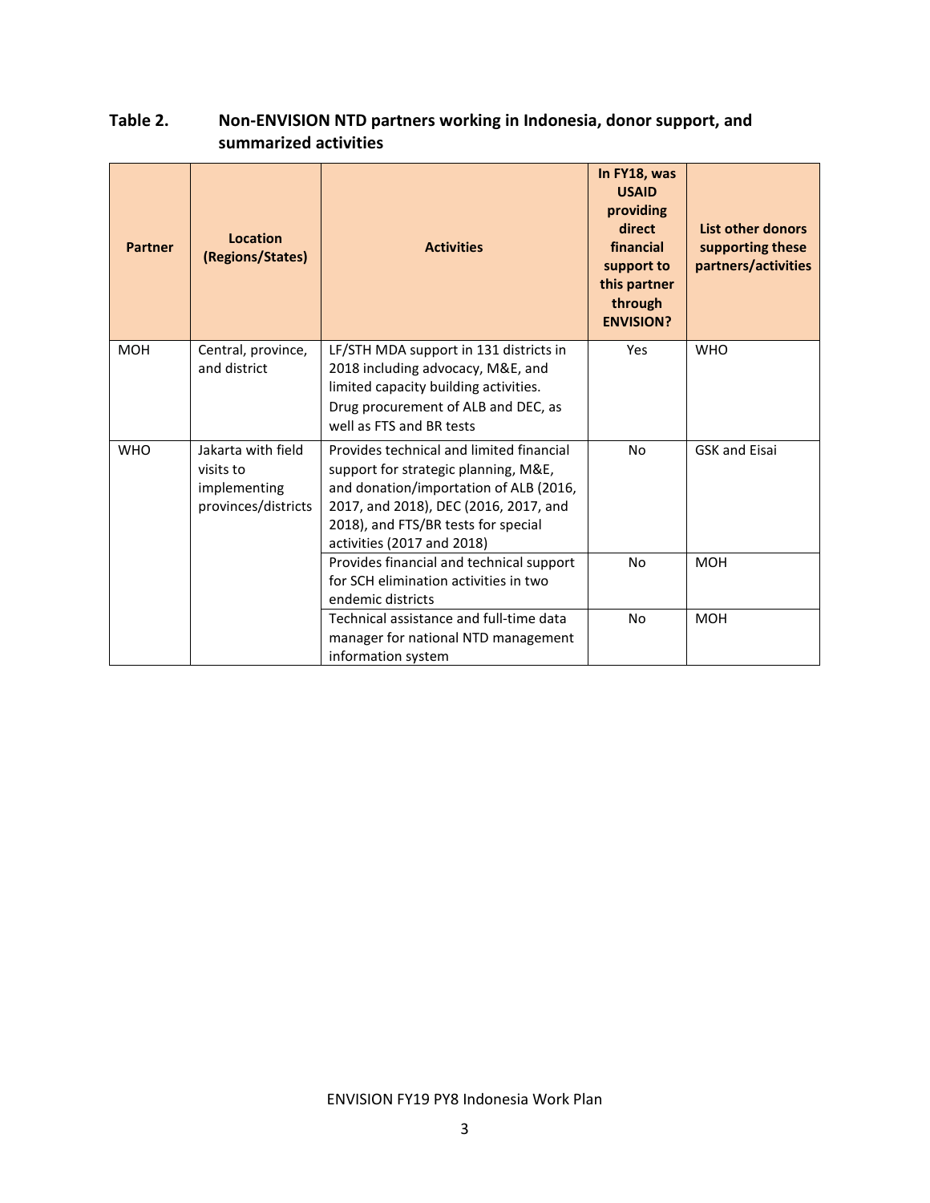**Table 2. Non-ENVISION NTD partners working in Indonesia, donor support, and summarized activities**

| Partner | Location (Regions/States) | Activities | In FY18, was USAID providing direct financial support to this partner through ENVISION? | List other donors supporting these partners/activities |
|---|---|---|---|---|
| MOH | Central, province, and district | LF/STH MDA support in 131 districts in 2018 including advocacy, M&E, and limited capacity building activities. Drug procurement of ALB and DEC, as well as FTS and BR tests | Yes | WHO |
| WHO | Jakarta with field visits to implementing provinces/districts | Provides technical and limited financial support for strategic planning, M&E, and donation/importation of ALB (2016, 2017, and 2018), DEC (2016, 2017, and 2018), and FTS/BR tests for special activities (2017 and 2018) | No | GSK and Eisai |
| | | Provides financial and technical support for SCH elimination activities in two endemic districts | No | MOH |
| | | Technical assistance and full-time data manager for national NTD management information system | No | MOH |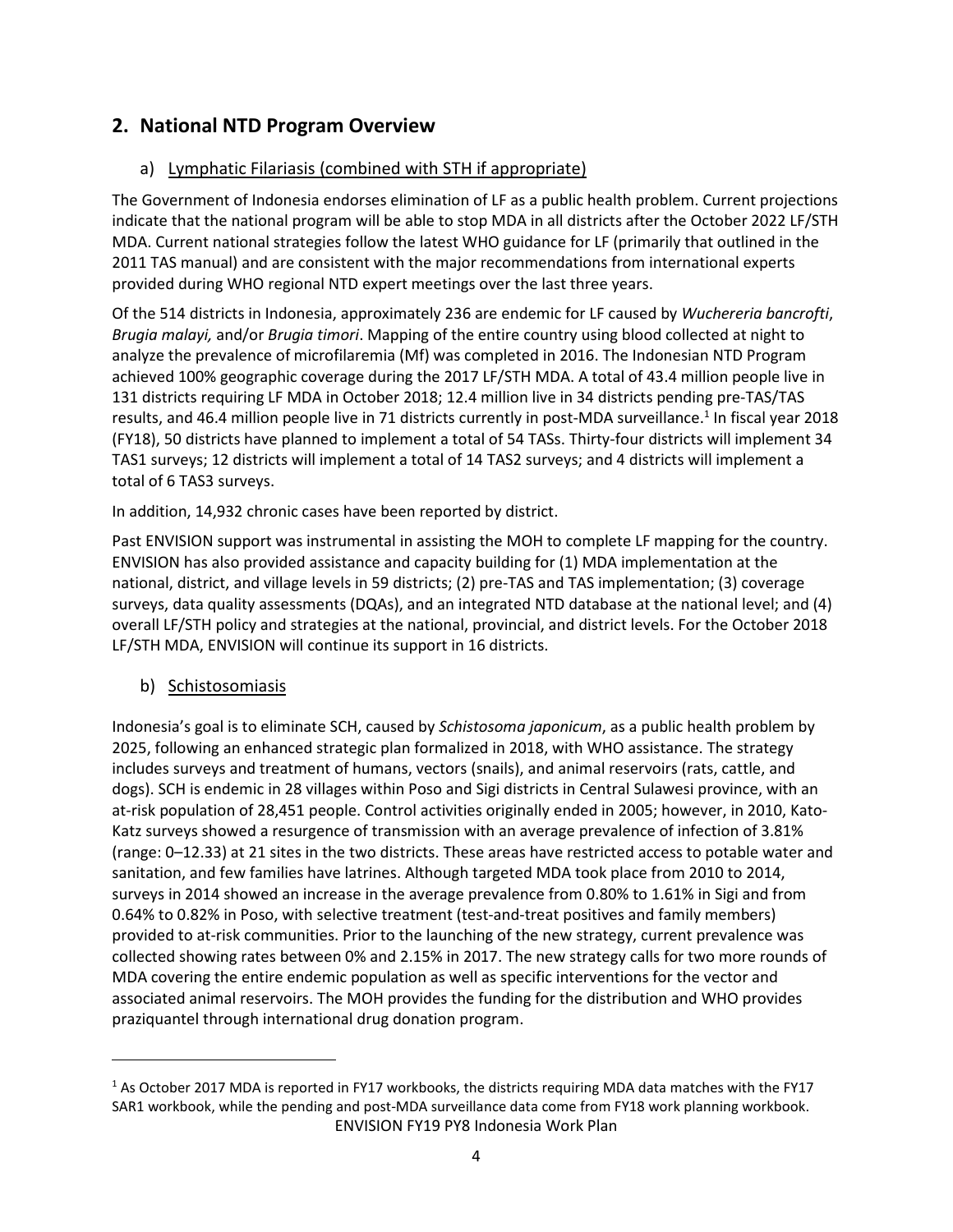## 2. National NTD Program Overview

### a) Lymphatic Filariasis (combined with STH if appropriate)

The Government of Indonesia endorses elimination of LF as a public health problem. Current projections indicate that the national program will be able to stop MDA in all districts after the October 2022 LF/STH MDA. Current national strategies follow the latest WHO guidance for LF (primarily that outlined in the 2011 TAS manual) and are consistent with the major recommendations from international experts provided during WHO regional NTD expert meetings over the last three years.

Of the 514 districts in Indonesia, approximately 236 are endemic for LF caused by *Wuchereria bancrofti*, *Brugia malayi,* and/or *Brugia timori*. Mapping of the entire country using blood collected at night to analyze the prevalence of microfilaremia (Mf) was completed in 2016. The Indonesian NTD Program achieved 100% geographic coverage during the 2017 LF/STH MDA. A total of 43.4 million people live in 131 districts requiring LF MDA in October 2018; 12.4 million live in 34 districts pending pre-TAS/TAS results, and 46.4 million people live in 71 districts currently in post-MDA surveillance.[1] In fiscal year 2018 (FY18), 50 districts have planned to implement a total of 54 TASs. Thirty-four districts will implement 34 TAS1 surveys; 12 districts will implement a total of 14 TAS2 surveys; and 4 districts will implement a total of 6 TAS3 surveys.

In addition, 14,932 chronic cases have been reported by district.

Past ENVISION support was instrumental in assisting the MOH to complete LF mapping for the country. ENVISION has also provided assistance and capacity building for (1) MDA implementation at the national, district, and village levels in 59 districts; (2) pre-TAS and TAS implementation; (3) coverage surveys, data quality assessments (DQAs), and an integrated NTD database at the national level; and (4) overall LF/STH policy and strategies at the national, provincial, and district levels. For the October 2018 LF/STH MDA, ENVISION will continue its support in 16 districts.

### b) Schistosomiasis

Indonesia's goal is to eliminate SCH, caused by *Schistosoma japonicum*, as a public health problem by 2025, following an enhanced strategic plan formalized in 2018, with WHO assistance. The strategy includes surveys and treatment of humans, vectors (snails), and animal reservoirs (rats, cattle, and dogs). SCH is endemic in 28 villages within Poso and Sigi districts in Central Sulawesi province, with an at-risk population of 28,451 people. Control activities originally ended in 2005; however, in 2010, Kato-Katz surveys showed a resurgence of transmission with an average prevalence of infection of 3.81% (range: 0–12.33) at 21 sites in the two districts. These areas have restricted access to potable water and sanitation, and few families have latrines. Although targeted MDA took place from 2010 to 2014, surveys in 2014 showed an increase in the average prevalence from 0.80% to 1.61% in Sigi and from 0.64% to 0.82% in Poso, with selective treatment (test-and-treat positives and family members) provided to at-risk communities. Prior to the launching of the new strategy, current prevalence was collected showing rates between 0% and 2.15% in 2017. The new strategy calls for two more rounds of MDA covering the entire endemic population as well as specific interventions for the vector and associated animal reservoirs. The MOH provides the funding for the distribution and WHO provides praziquantel through international drug donation program.

---

[1] As October 2017 MDA is reported in FY17 workbooks, the districts requiring MDA data matches with the FY17 SAR1 workbook, while the pending and post-MDA surveillance data come from FY18 work planning workbook.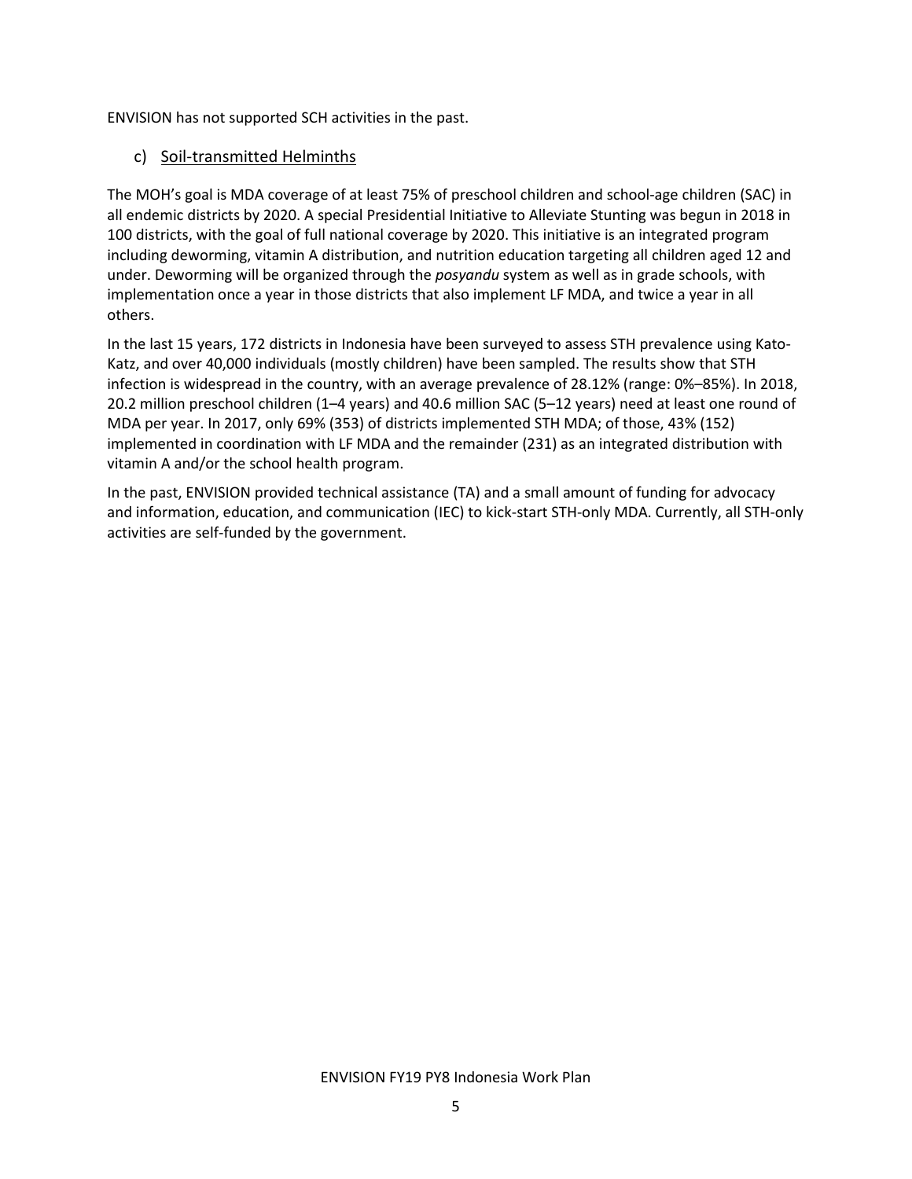ENVISION has not supported SCH activities in the past.

### c) Soil-transmitted Helminths

The MOH's goal is MDA coverage of at least 75% of preschool children and school-age children (SAC) in all endemic districts by 2020. A special Presidential Initiative to Alleviate Stunting was begun in 2018 in 100 districts, with the goal of full national coverage by 2020. This initiative is an integrated program including deworming, vitamin A distribution, and nutrition education targeting all children aged 12 and under. Deworming will be organized through the *posyandu* system as well as in grade schools, with implementation once a year in those districts that also implement LF MDA, and twice a year in all others.

In the last 15 years, 172 districts in Indonesia have been surveyed to assess STH prevalence using Kato-Katz, and over 40,000 individuals (mostly children) have been sampled. The results show that STH infection is widespread in the country, with an average prevalence of 28.12% (range: 0%–85%). In 2018, 20.2 million preschool children (1–4 years) and 40.6 million SAC (5–12 years) need at least one round of MDA per year. In 2017, only 69% (353) of districts implemented STH MDA; of those, 43% (152) implemented in coordination with LF MDA and the remainder (231) as an integrated distribution with vitamin A and/or the school health program.

In the past, ENVISION provided technical assistance (TA) and a small amount of funding for advocacy and information, education, and communication (IEC) to kick-start STH-only MDA. Currently, all STH-only activities are self-funded by the government.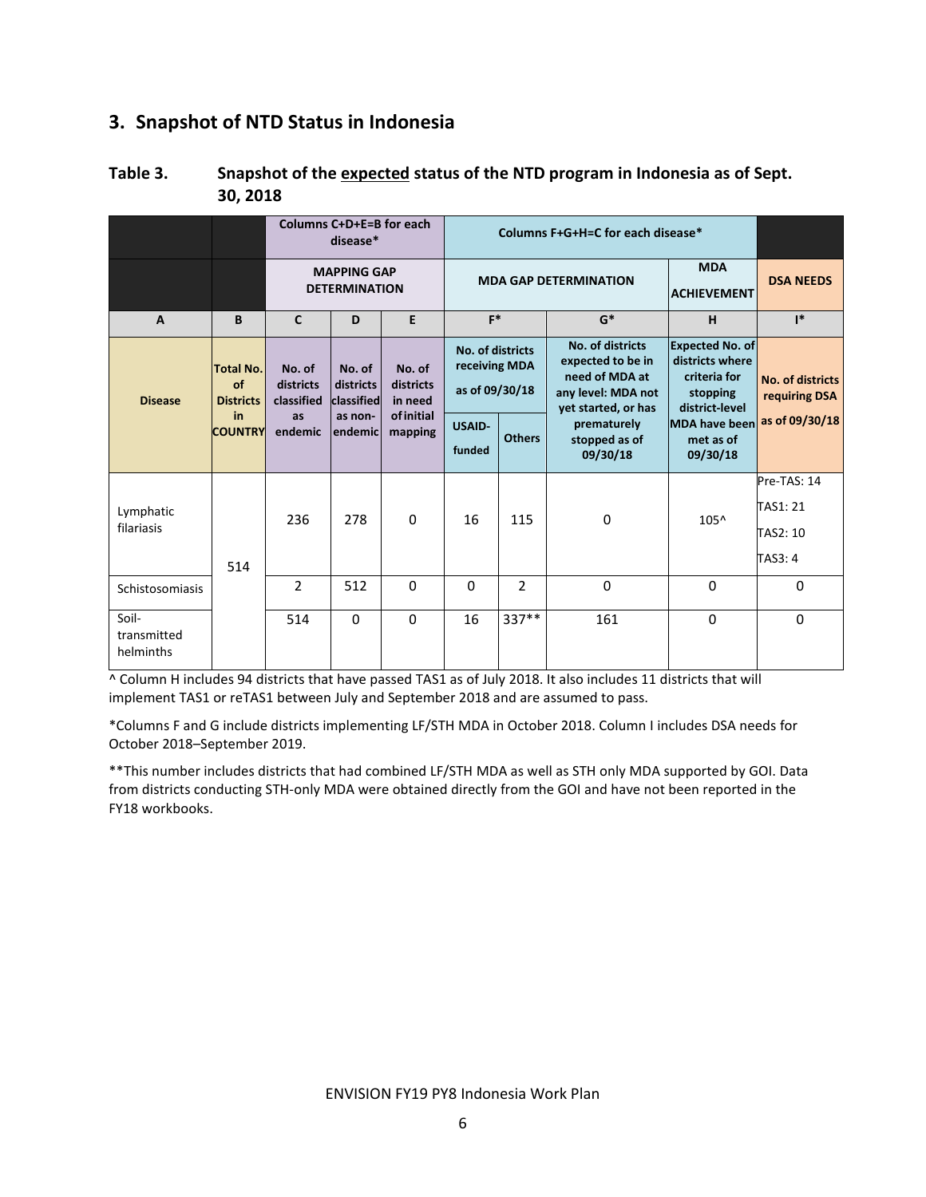## 3. Snapshot of NTD Status in Indonesia

**Table 3. Snapshot of the expected status of the NTD program in Indonesia as of Sept. 30, 2018**

| | | Columns C+D+E=B for each disease* | | | Columns F+G+H=C for each disease* | | | | |
|---|---|---|---|---|---|---|---|---|---|
| | | MAPPING GAP DETERMINATION | | | MDA GAP DETERMINATION | | | MDA ACHIEVEMENT | DSA NEEDS |
| A | B | C | D | E | F* | | G* | H | I* |
| Disease | Total No. of Districts in COUNTRY | No. of districts classified as endemic | No. of districts classified as non-endemic | No. of districts in need of initial mapping | No. of districts receiving MDA as of 09/30/18 | | No. of districts expected to be in need of MDA at any level: MDA not yet started, or has prematurely stopped as of 09/30/18 | Expected No. of districts where criteria for stopping district-level MDA have been met as of 09/30/18 | No. of districts requiring DSA as of 09/30/18 |
| | | | | | USAID-funded | Others | | | |
| Lymphatic filariasis | 514 | 236 | 278 | 0 | 16 | 115 | 0 | 105^ | Pre-TAS: 14<br>TAS1: 21<br>TAS2: 10<br>TAS3: 4 |
| Schistosomiasis | | 2 | 512 | 0 | 0 | 2 | 0 | 0 | 0 |
| Soil-transmitted helminths | | 514 | 0 | 0 | 16 | 337** | 161 | 0 | 0 |

^ Column H includes 94 districts that have passed TAS1 as of July 2018. It also includes 11 districts that will implement TAS1 or reTAS1 between July and September 2018 and are assumed to pass.

*Columns F and G include districts implementing LF/STH MDA in October 2018. Column I includes DSA needs for October 2018–September 2019.

**This number includes districts that had combined LF/STH MDA as well as STH only MDA supported by GOI. Data from districts conducting STH-only MDA were obtained directly from the GOI and have not been reported in the FY18 workbooks.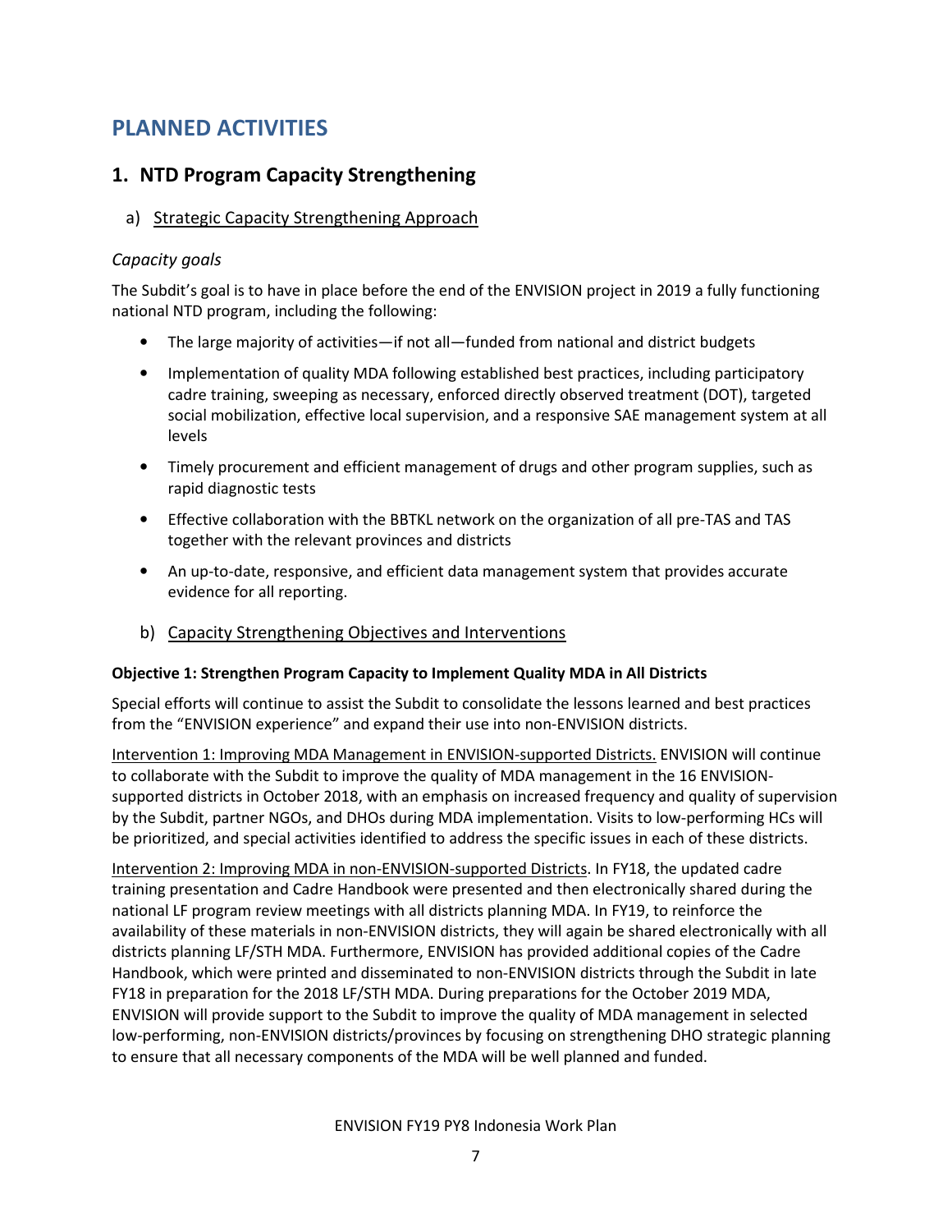# PLANNED ACTIVITIES

## 1. NTD Program Capacity Strengthening

### a) Strategic Capacity Strengthening Approach

*Capacity goals*

The Subdit's goal is to have in place before the end of the ENVISION project in 2019 a fully functioning national NTD program, including the following:

- The large majority of activities—if not all—funded from national and district budgets
- Implementation of quality MDA following established best practices, including participatory cadre training, sweeping as necessary, enforced directly observed treatment (DOT), targeted social mobilization, effective local supervision, and a responsive SAE management system at all levels
- Timely procurement and efficient management of drugs and other program supplies, such as rapid diagnostic tests
- Effective collaboration with the BBTKL network on the organization of all pre-TAS and TAS together with the relevant provinces and districts
- An up-to-date, responsive, and efficient data management system that provides accurate evidence for all reporting.

### b) Capacity Strengthening Objectives and Interventions

**Objective 1: Strengthen Program Capacity to Implement Quality MDA in All Districts**

Special efforts will continue to assist the Subdit to consolidate the lessons learned and best practices from the "ENVISION experience" and expand their use into non-ENVISION districts.

Intervention 1: Improving MDA Management in ENVISION-supported Districts. ENVISION will continue to collaborate with the Subdit to improve the quality of MDA management in the 16 ENVISION-supported districts in October 2018, with an emphasis on increased frequency and quality of supervision by the Subdit, partner NGOs, and DHOs during MDA implementation. Visits to low-performing HCs will be prioritized, and special activities identified to address the specific issues in each of these districts.

Intervention 2: Improving MDA in non-ENVISION-supported Districts. In FY18, the updated cadre training presentation and Cadre Handbook were presented and then electronically shared during the national LF program review meetings with all districts planning MDA. In FY19, to reinforce the availability of these materials in non-ENVISION districts, they will again be shared electronically with all districts planning LF/STH MDA. Furthermore, ENVISION has provided additional copies of the Cadre Handbook, which were printed and disseminated to non-ENVISION districts through the Subdit in late FY18 in preparation for the 2018 LF/STH MDA. During preparations for the October 2019 MDA, ENVISION will provide support to the Subdit to improve the quality of MDA management in selected low-performing, non-ENVISION districts/provinces by focusing on strengthening DHO strategic planning to ensure that all necessary components of the MDA will be well planned and funded.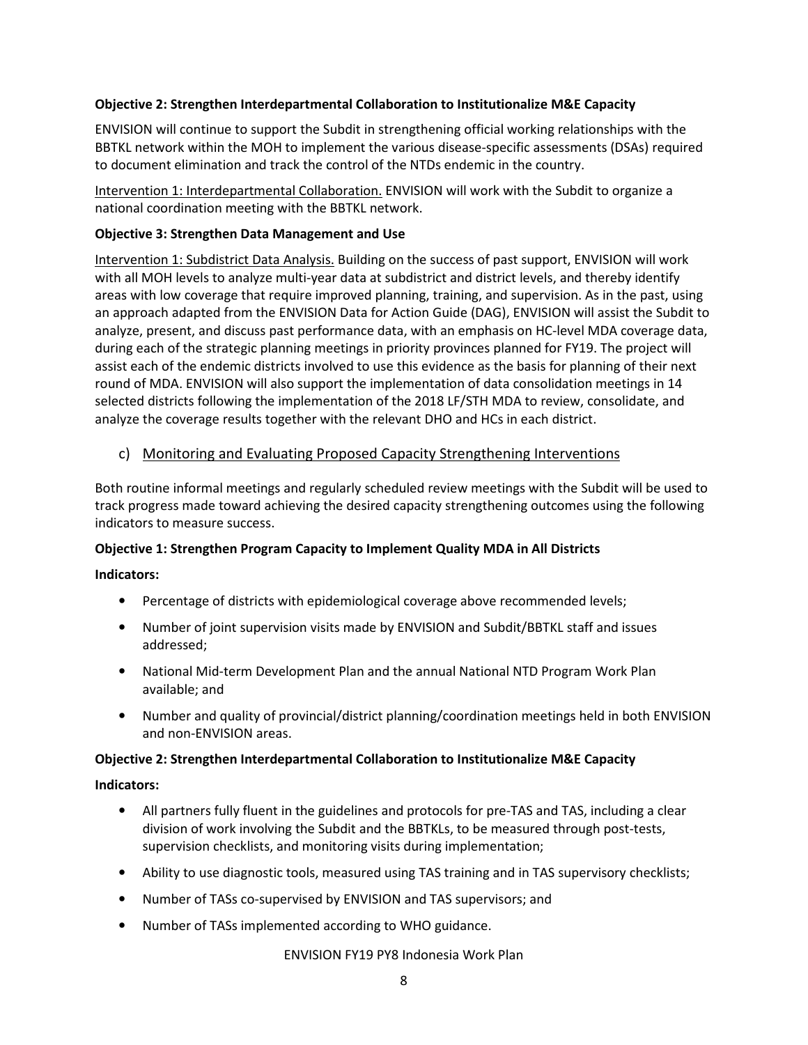**Objective 2: Strengthen Interdepartmental Collaboration to Institutionalize M&E Capacity**

ENVISION will continue to support the Subdit in strengthening official working relationships with the BBTKL network within the MOH to implement the various disease-specific assessments (DSAs) required to document elimination and track the control of the NTDs endemic in the country.

Intervention 1: Interdepartmental Collaboration. ENVISION will work with the Subdit to organize a national coordination meeting with the BBTKL network.

**Objective 3: Strengthen Data Management and Use**

Intervention 1: Subdistrict Data Analysis. Building on the success of past support, ENVISION will work with all MOH levels to analyze multi-year data at subdistrict and district levels, and thereby identify areas with low coverage that require improved planning, training, and supervision. As in the past, using an approach adapted from the ENVISION Data for Action Guide (DAG), ENVISION will assist the Subdit to analyze, present, and discuss past performance data, with an emphasis on HC-level MDA coverage data, during each of the strategic planning meetings in priority provinces planned for FY19. The project will assist each of the endemic districts involved to use this evidence as the basis for planning of their next round of MDA. ENVISION will also support the implementation of data consolidation meetings in 14 selected districts following the implementation of the 2018 LF/STH MDA to review, consolidate, and analyze the coverage results together with the relevant DHO and HCs in each district.

### c) Monitoring and Evaluating Proposed Capacity Strengthening Interventions

Both routine informal meetings and regularly scheduled review meetings with the Subdit will be used to track progress made toward achieving the desired capacity strengthening outcomes using the following indicators to measure success.

**Objective 1: Strengthen Program Capacity to Implement Quality MDA in All Districts**

**Indicators:**

- Percentage of districts with epidemiological coverage above recommended levels;
- Number of joint supervision visits made by ENVISION and Subdit/BBTKL staff and issues addressed;
- National Mid-term Development Plan and the annual National NTD Program Work Plan available; and
- Number and quality of provincial/district planning/coordination meetings held in both ENVISION and non-ENVISION areas.

**Objective 2: Strengthen Interdepartmental Collaboration to Institutionalize M&E Capacity**

**Indicators:**

- All partners fully fluent in the guidelines and protocols for pre-TAS and TAS, including a clear division of work involving the Subdit and the BBTKLs, to be measured through post-tests, supervision checklists, and monitoring visits during implementation;
- Ability to use diagnostic tools, measured using TAS training and in TAS supervisory checklists;
- Number of TASs co-supervised by ENVISION and TAS supervisors; and
- Number of TASs implemented according to WHO guidance.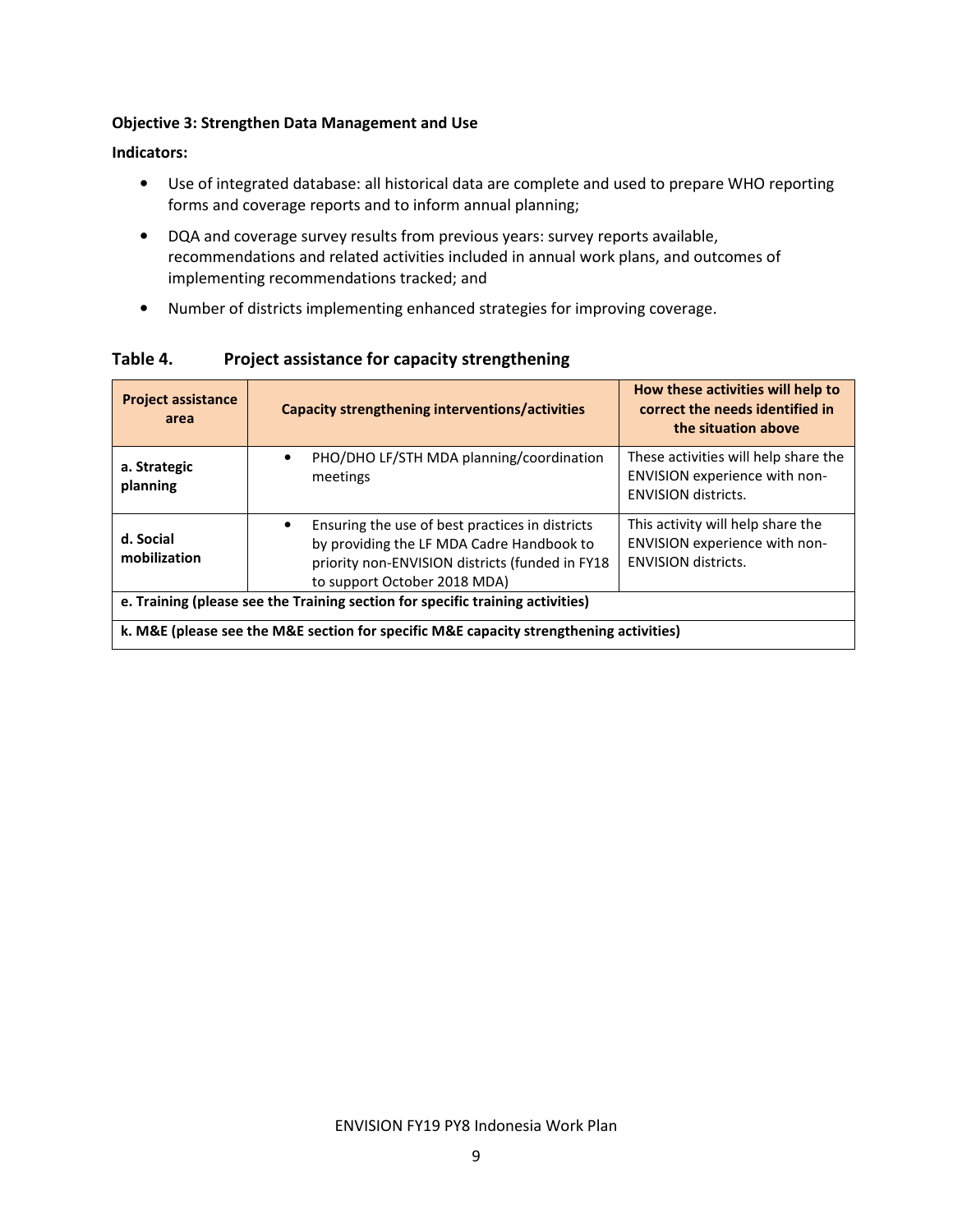**Objective 3: Strengthen Data Management and Use**

**Indicators:**

- Use of integrated database: all historical data are complete and used to prepare WHO reporting forms and coverage reports and to inform annual planning;
- DQA and coverage survey results from previous years: survey reports available, recommendations and related activities included in annual work plans, and outcomes of implementing recommendations tracked; and
- Number of districts implementing enhanced strategies for improving coverage.

**Table 4. Project assistance for capacity strengthening**

| Project assistance area | Capacity strengthening interventions/activities | How these activities will help to correct the needs identified in the situation above |
|---|---|---|
| **a. Strategic planning** | • PHO/DHO LF/STH MDA planning/coordination meetings | These activities will help share the ENVISION experience with non-ENVISION districts. |
| **d. Social mobilization** | • Ensuring the use of best practices in districts by providing the LF MDA Cadre Handbook to priority non-ENVISION districts (funded in FY18 to support October 2018 MDA) | This activity will help share the ENVISION experience with non-ENVISION districts. |
| **e. Training (please see the Training section for specific training activities)** | | |
| **k. M&E (please see the M&E section for specific M&E capacity strengthening activities)** | | |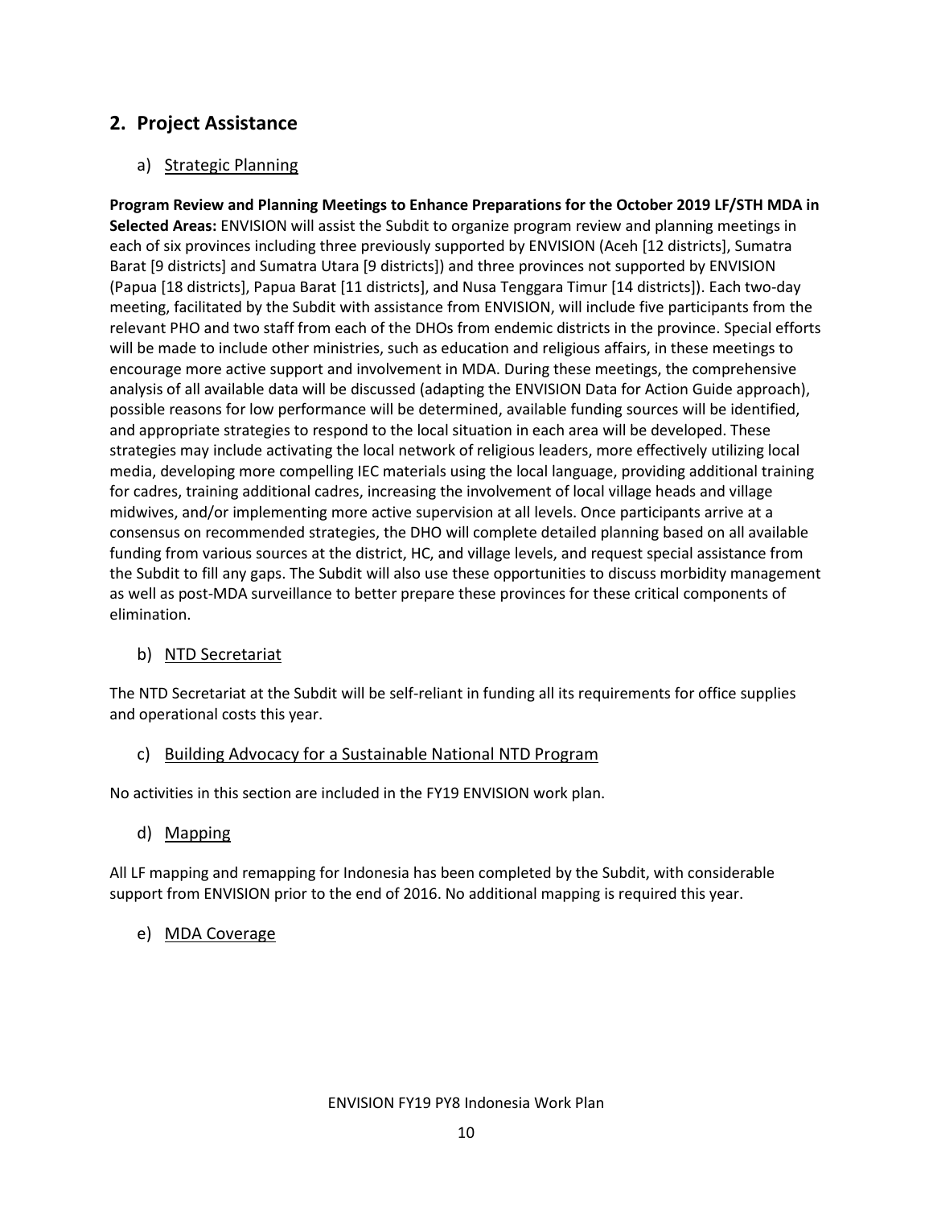## 2. Project Assistance

### a) Strategic Planning

**Program Review and Planning Meetings to Enhance Preparations for the October 2019 LF/STH MDA in Selected Areas:** ENVISION will assist the Subdit to organize program review and planning meetings in each of six provinces including three previously supported by ENVISION (Aceh [12 districts], Sumatra Barat [9 districts] and Sumatra Utara [9 districts]) and three provinces not supported by ENVISION (Papua [18 districts], Papua Barat [11 districts], and Nusa Tenggara Timur [14 districts]). Each two-day meeting, facilitated by the Subdit with assistance from ENVISION, will include five participants from the relevant PHO and two staff from each of the DHOs from endemic districts in the province. Special efforts will be made to include other ministries, such as education and religious affairs, in these meetings to encourage more active support and involvement in MDA. During these meetings, the comprehensive analysis of all available data will be discussed (adapting the ENVISION Data for Action Guide approach), possible reasons for low performance will be determined, available funding sources will be identified, and appropriate strategies to respond to the local situation in each area will be developed. These strategies may include activating the local network of religious leaders, more effectively utilizing local media, developing more compelling IEC materials using the local language, providing additional training for cadres, training additional cadres, increasing the involvement of local village heads and village midwives, and/or implementing more active supervision at all levels. Once participants arrive at a consensus on recommended strategies, the DHO will complete detailed planning based on all available funding from various sources at the district, HC, and village levels, and request special assistance from the Subdit to fill any gaps. The Subdit will also use these opportunities to discuss morbidity management as well as post-MDA surveillance to better prepare these provinces for these critical components of elimination.

### b) NTD Secretariat

The NTD Secretariat at the Subdit will be self-reliant in funding all its requirements for office supplies and operational costs this year.

### c) Building Advocacy for a Sustainable National NTD Program

No activities in this section are included in the FY19 ENVISION work plan.

### d) Mapping

All LF mapping and remapping for Indonesia has been completed by the Subdit, with considerable support from ENVISION prior to the end of 2016. No additional mapping is required this year.

### e) MDA Coverage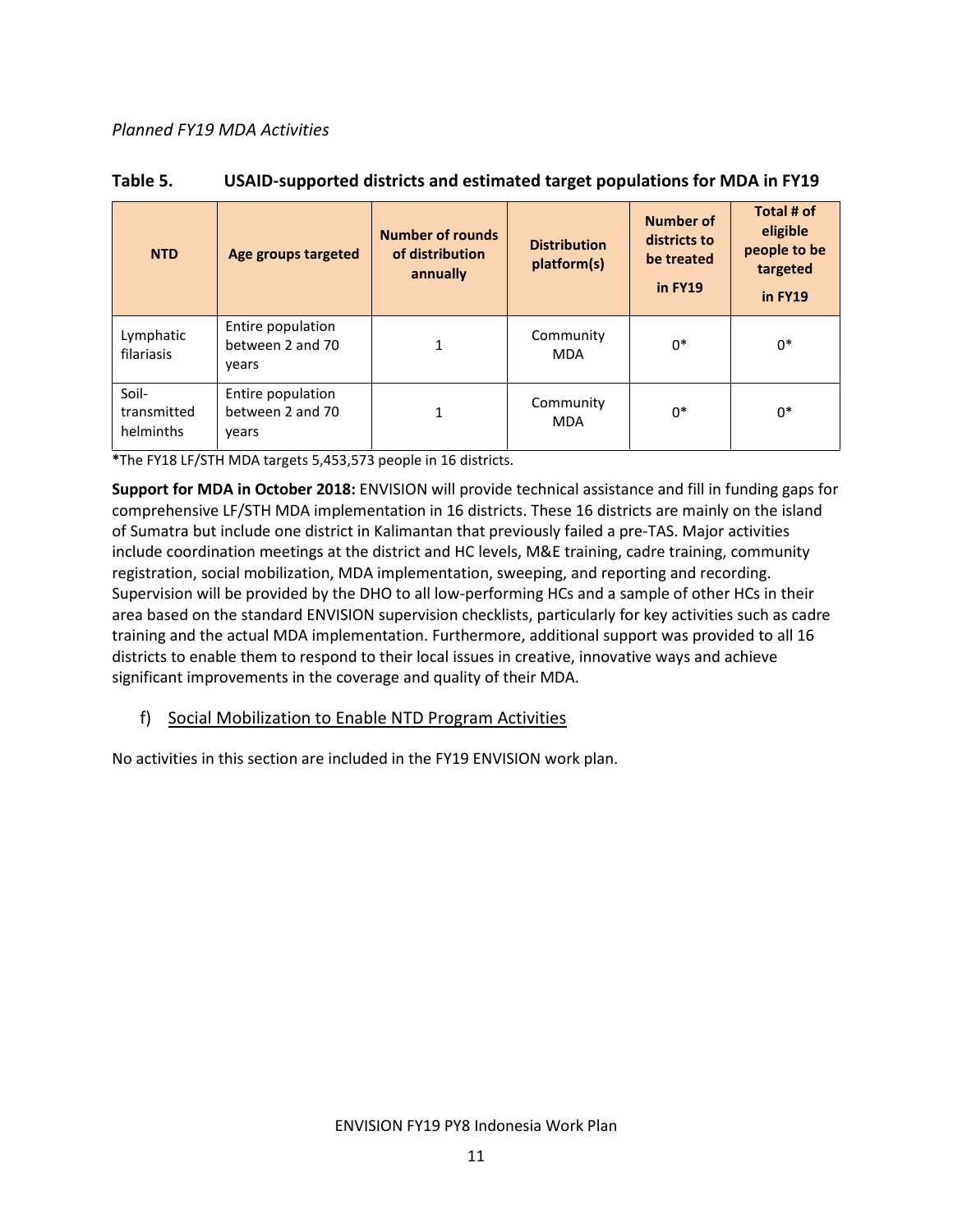*Planned FY19 MDA Activities*

**Table 5. USAID-supported districts and estimated target populations for MDA in FY19**

| NTD | Age groups targeted | Number of rounds of distribution annually | Distribution platform(s) | Number of districts to be treated in FY19 | Total # of eligible people to be targeted in FY19 |
|---|---|---|---|---|---|
| Lymphatic filariasis | Entire population between 2 and 70 years | 1 | Community MDA | 0* | 0* |
| Soil-transmitted helminths | Entire population between 2 and 70 years | 1 | Community MDA | 0* | 0* |

*The FY18 LF/STH MDA targets 5,453,573 people in 16 districts.

**Support for MDA in October 2018:** ENVISION will provide technical assistance and fill in funding gaps for comprehensive LF/STH MDA implementation in 16 districts. These 16 districts are mainly on the island of Sumatra but include one district in Kalimantan that previously failed a pre-TAS. Major activities include coordination meetings at the district and HC levels, M&E training, cadre training, community registration, social mobilization, MDA implementation, sweeping, and reporting and recording. Supervision will be provided by the DHO to all low-performing HCs and a sample of other HCs in their area based on the standard ENVISION supervision checklists, particularly for key activities such as cadre training and the actual MDA implementation. Furthermore, additional support was provided to all 16 districts to enable them to respond to their local issues in creative, innovative ways and achieve significant improvements in the coverage and quality of their MDA.

### f) Social Mobilization to Enable NTD Program Activities

No activities in this section are included in the FY19 ENVISION work plan.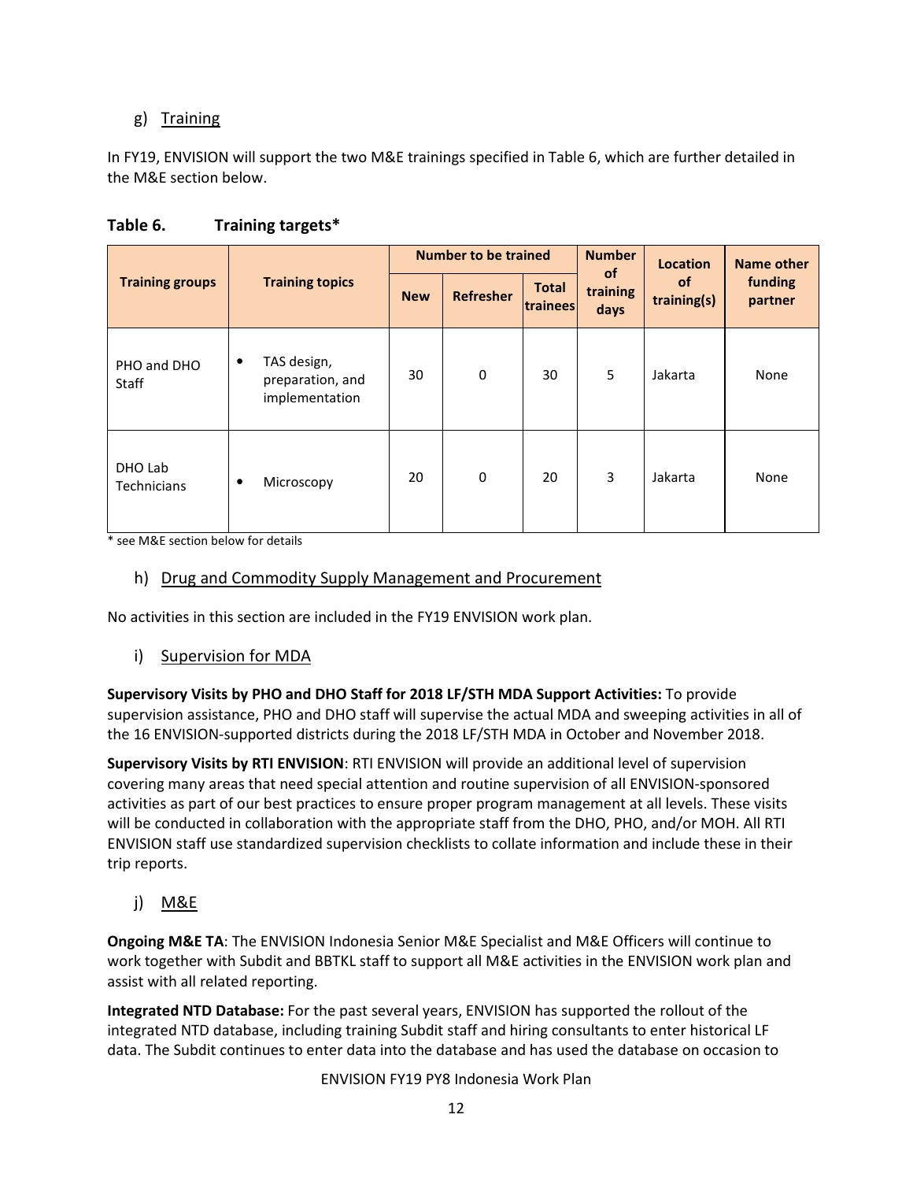### g) Training

In FY19, ENVISION will support the two M&E trainings specified in Table 6, which are further detailed in the M&E section below.

**Table 6. Training targets***

| Training groups | Training topics | Number to be trained | | | Number of training days | Location of training(s) | Name other funding partner |
|---|---|---|---|---|---|---|---|
| | | New | Refresher | Total trainees | | | |
| PHO and DHO Staff | • TAS design, preparation, and implementation | 30 | 0 | 30 | 5 | Jakarta | None |
| DHO Lab Technicians | • Microscopy | 20 | 0 | 20 | 3 | Jakarta | None |

* see M&E section below for details

### h) Drug and Commodity Supply Management and Procurement

No activities in this section are included in the FY19 ENVISION work plan.

### i) Supervision for MDA

**Supervisory Visits by PHO and DHO Staff for 2018 LF/STH MDA Support Activities:** To provide supervision assistance, PHO and DHO staff will supervise the actual MDA and sweeping activities in all of the 16 ENVISION-supported districts during the 2018 LF/STH MDA in October and November 2018.

**Supervisory Visits by RTI ENVISION**: RTI ENVISION will provide an additional level of supervision covering many areas that need special attention and routine supervision of all ENVISION-sponsored activities as part of our best practices to ensure proper program management at all levels. These visits will be conducted in collaboration with the appropriate staff from the DHO, PHO, and/or MOH. All RTI ENVISION staff use standardized supervision checklists to collate information and include these in their trip reports.

### j) M&E

**Ongoing M&E TA**: The ENVISION Indonesia Senior M&E Specialist and M&E Officers will continue to work together with Subdit and BBTKL staff to support all M&E activities in the ENVISION work plan and assist with all related reporting.

**Integrated NTD Database:** For the past several years, ENVISION has supported the rollout of the integrated NTD database, including training Subdit staff and hiring consultants to enter historical LF data. The Subdit continues to enter data into the database and has used the database on occasion to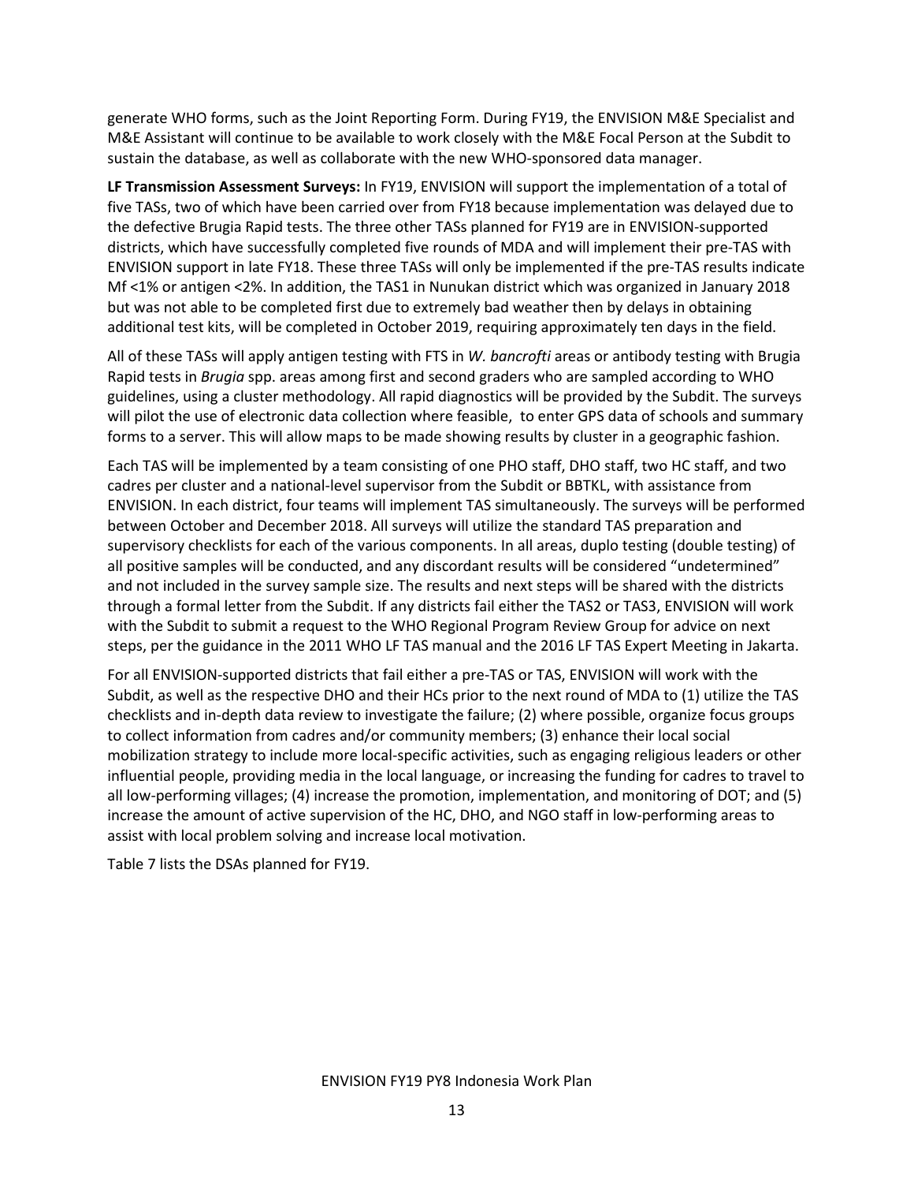generate WHO forms, such as the Joint Reporting Form. During FY19, the ENVISION M&E Specialist and M&E Assistant will continue to be available to work closely with the M&E Focal Person at the Subdit to sustain the database, as well as collaborate with the new WHO-sponsored data manager.

**LF Transmission Assessment Surveys:** In FY19, ENVISION will support the implementation of a total of five TASs, two of which have been carried over from FY18 because implementation was delayed due to the defective Brugia Rapid tests. The three other TASs planned for FY19 are in ENVISION-supported districts, which have successfully completed five rounds of MDA and will implement their pre-TAS with ENVISION support in late FY18. These three TASs will only be implemented if the pre-TAS results indicate Mf <1% or antigen <2%. In addition, the TAS1 in Nunukan district which was organized in January 2018 but was not able to be completed first due to extremely bad weather then by delays in obtaining additional test kits, will be completed in October 2019, requiring approximately ten days in the field.

All of these TASs will apply antigen testing with FTS in *W. bancrofti* areas or antibody testing with Brugia Rapid tests in *Brugia* spp. areas among first and second graders who are sampled according to WHO guidelines, using a cluster methodology. All rapid diagnostics will be provided by the Subdit. The surveys will pilot the use of electronic data collection where feasible, to enter GPS data of schools and summary forms to a server. This will allow maps to be made showing results by cluster in a geographic fashion.

Each TAS will be implemented by a team consisting of one PHO staff, DHO staff, two HC staff, and two cadres per cluster and a national-level supervisor from the Subdit or BBTKL, with assistance from ENVISION. In each district, four teams will implement TAS simultaneously. The surveys will be performed between October and December 2018. All surveys will utilize the standard TAS preparation and supervisory checklists for each of the various components. In all areas, duplo testing (double testing) of all positive samples will be conducted, and any discordant results will be considered "undetermined" and not included in the survey sample size. The results and next steps will be shared with the districts through a formal letter from the Subdit. If any districts fail either the TAS2 or TAS3, ENVISION will work with the Subdit to submit a request to the WHO Regional Program Review Group for advice on next steps, per the guidance in the 2011 WHO LF TAS manual and the 2016 LF TAS Expert Meeting in Jakarta.

For all ENVISION-supported districts that fail either a pre-TAS or TAS, ENVISION will work with the Subdit, as well as the respective DHO and their HCs prior to the next round of MDA to (1) utilize the TAS checklists and in-depth data review to investigate the failure; (2) where possible, organize focus groups to collect information from cadres and/or community members; (3) enhance their local social mobilization strategy to include more local-specific activities, such as engaging religious leaders or other influential people, providing media in the local language, or increasing the funding for cadres to travel to all low-performing villages; (4) increase the promotion, implementation, and monitoring of DOT; and (5) increase the amount of active supervision of the HC, DHO, and NGO staff in low-performing areas to assist with local problem solving and increase local motivation.

Table 7 lists the DSAs planned for FY19.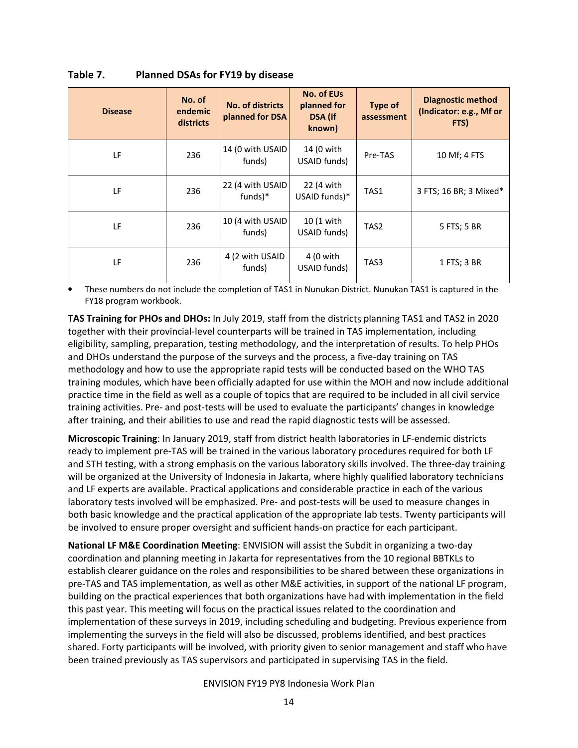**Table 7. Planned DSAs for FY19 by disease**

| Disease | No. of endemic districts | No. of districts planned for DSA | No. of EUs planned for DSA (if known) | Type of assessment | Diagnostic method (Indicator: e.g., Mf or FTS) |
|---|---|---|---|---|---|
| LF | 236 | 14 (0 with USAID funds) | 14 (0 with USAID funds) | Pre-TAS | 10 Mf; 4 FTS |
| LF | 236 | 22 (4 with USAID funds)* | 22 (4 with USAID funds)* | TAS1 | 3 FTS; 16 BR; 3 Mixed* |
| LF | 236 | 10 (4 with USAID funds) | 10 (1 with USAID funds) | TAS2 | 5 FTS; 5 BR |
| LF | 236 | 4 (2 with USAID funds) | 4 (0 with USAID funds) | TAS3 | 1 FTS; 3 BR |

- These numbers do not include the completion of TAS1 in Nunukan District. Nunukan TAS1 is captured in the FY18 program workbook.

**TAS Training for PHOs and DHOs:** In July 2019, staff from the districts planning TAS1 and TAS2 in 2020 together with their provincial-level counterparts will be trained in TAS implementation, including eligibility, sampling, preparation, testing methodology, and the interpretation of results. To help PHOs and DHOs understand the purpose of the surveys and the process, a five-day training on TAS methodology and how to use the appropriate rapid tests will be conducted based on the WHO TAS training modules, which have been officially adapted for use within the MOH and now include additional practice time in the field as well as a couple of topics that are required to be included in all civil service training activities. Pre- and post-tests will be used to evaluate the participants' changes in knowledge after training, and their abilities to use and read the rapid diagnostic tests will be assessed.

**Microscopic Training**: In January 2019, staff from district health laboratories in LF-endemic districts ready to implement pre-TAS will be trained in the various laboratory procedures required for both LF and STH testing, with a strong emphasis on the various laboratory skills involved. The three-day training will be organized at the University of Indonesia in Jakarta, where highly qualified laboratory technicians and LF experts are available. Practical applications and considerable practice in each of the various laboratory tests involved will be emphasized. Pre- and post-tests will be used to measure changes in both basic knowledge and the practical application of the appropriate lab tests. Twenty participants will be involved to ensure proper oversight and sufficient hands-on practice for each participant.

**National LF M&E Coordination Meeting**: ENVISION will assist the Subdit in organizing a two-day coordination and planning meeting in Jakarta for representatives from the 10 regional BBTKLs to establish clearer guidance on the roles and responsibilities to be shared between these organizations in pre-TAS and TAS implementation, as well as other M&E activities, in support of the national LF program, building on the practical experiences that both organizations have had with implementation in the field this past year. This meeting will focus on the practical issues related to the coordination and implementation of these surveys in 2019, including scheduling and budgeting. Previous experience from implementing the surveys in the field will also be discussed, problems identified, and best practices shared. Forty participants will be involved, with priority given to senior management and staff who have been trained previously as TAS supervisors and participated in supervising TAS in the field.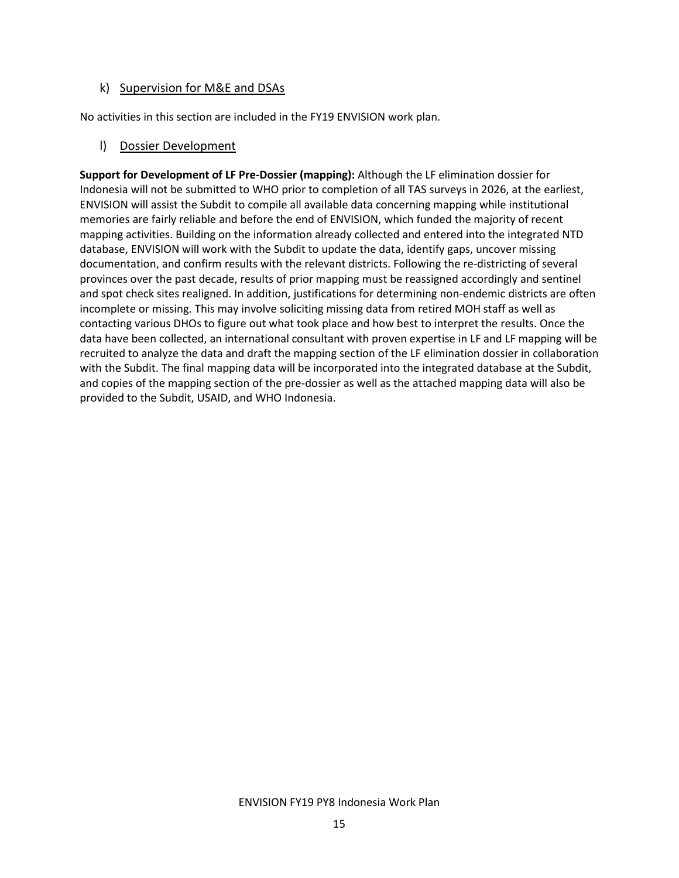### k) Supervision for M&E and DSAs

No activities in this section are included in the FY19 ENVISION work plan.

### l) Dossier Development

**Support for Development of LF Pre-Dossier (mapping):** Although the LF elimination dossier for Indonesia will not be submitted to WHO prior to completion of all TAS surveys in 2026, at the earliest, ENVISION will assist the Subdit to compile all available data concerning mapping while institutional memories are fairly reliable and before the end of ENVISION, which funded the majority of recent mapping activities. Building on the information already collected and entered into the integrated NTD database, ENVISION will work with the Subdit to update the data, identify gaps, uncover missing documentation, and confirm results with the relevant districts. Following the re-districting of several provinces over the past decade, results of prior mapping must be reassigned accordingly and sentinel and spot check sites realigned. In addition, justifications for determining non-endemic districts are often incomplete or missing. This may involve soliciting missing data from retired MOH staff as well as contacting various DHOs to figure out what took place and how best to interpret the results. Once the data have been collected, an international consultant with proven expertise in LF and LF mapping will be recruited to analyze the data and draft the mapping section of the LF elimination dossier in collaboration with the Subdit. The final mapping data will be incorporated into the integrated database at the Subdit, and copies of the mapping section of the pre-dossier as well as the attached mapping data will also be provided to the Subdit, USAID, and WHO Indonesia.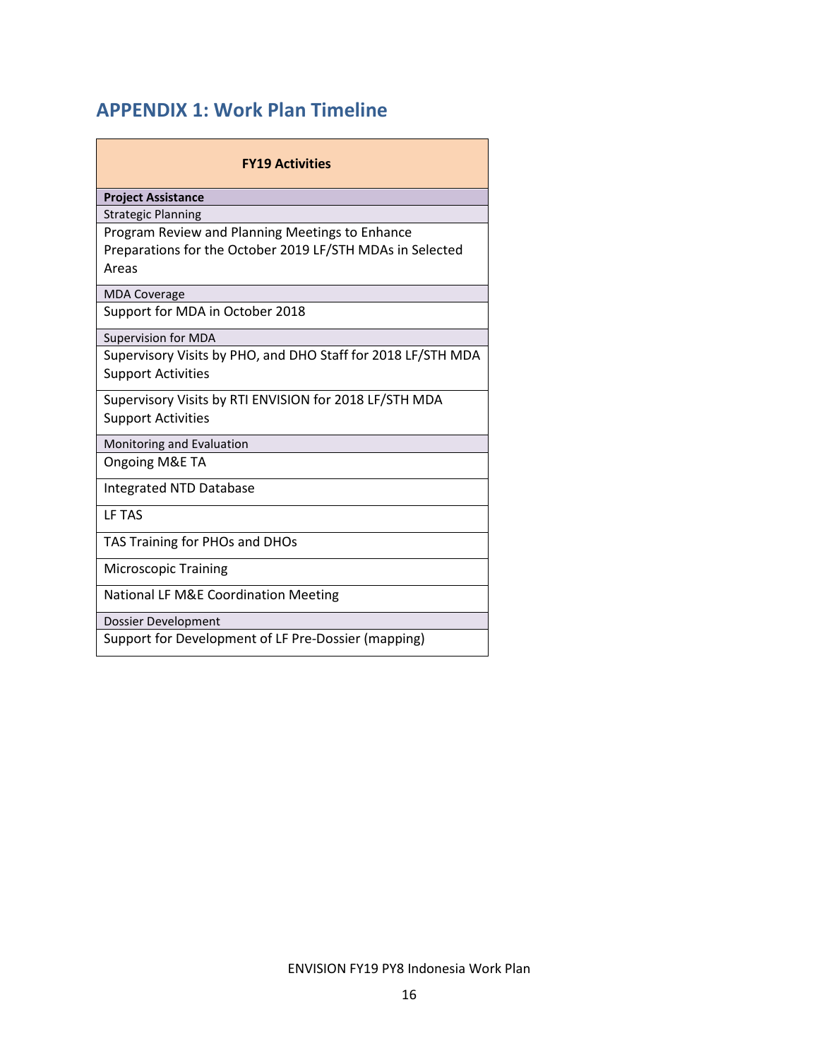# APPENDIX 1: Work Plan Timeline

| FY19 Activities |
|---|
| **Project Assistance** |
| Strategic Planning |
| Program Review and Planning Meetings to Enhance Preparations for the October 2019 LF/STH MDAs in Selected Areas |
| MDA Coverage |
| Support for MDA in October 2018 |
| Supervision for MDA |
| Supervisory Visits by PHO, and DHO Staff for 2018 LF/STH MDA Support Activities |
| Supervisory Visits by RTI ENVISION for 2018 LF/STH MDA Support Activities |
| Monitoring and Evaluation |
| Ongoing M&E TA |
| Integrated NTD Database |
| LF TAS |
| TAS Training for PHOs and DHOs |
| Microscopic Training |
| National LF M&E Coordination Meeting |
| Dossier Development |
| Support for Development of LF Pre-Dossier (mapping) |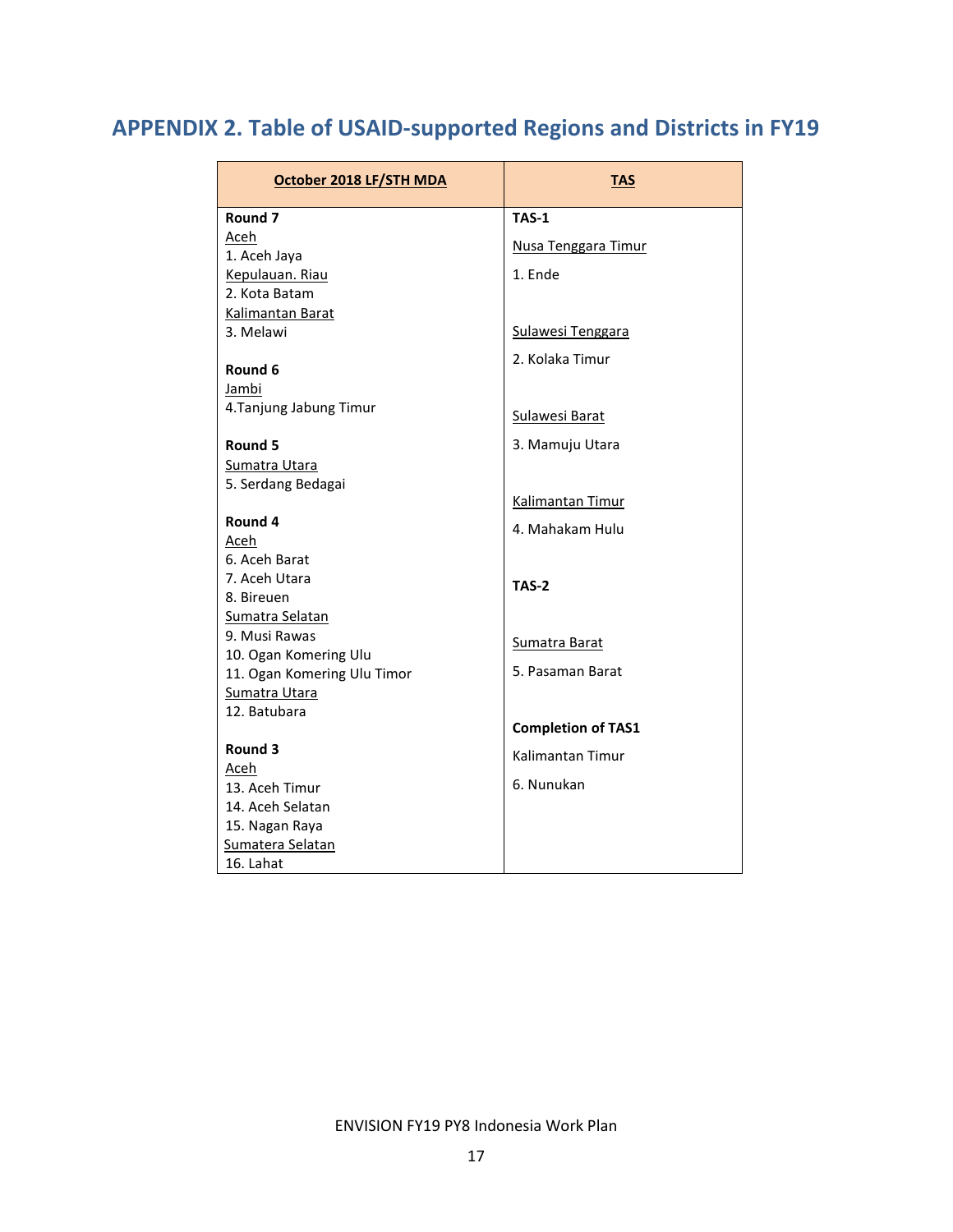# APPENDIX 2. Table of USAID-supported Regions and Districts in FY19

| October 2018 LF/STH MDA | TAS |
|---|---|
| **Round 7**<br>Aceh<br>1. Aceh Jaya<br>Kepulauan. Riau<br>2. Kota Batam<br>Kalimantan Barat<br>3. Melawi<br><br>**Round 6**<br>Jambi<br>4.Tanjung Jabung Timur<br><br>**Round 5**<br>Sumatra Utara<br>5. Serdang Bedagai<br><br>**Round 4**<br>Aceh<br>6. Aceh Barat<br>7. Aceh Utara<br>8. Bireuen<br>Sumatra Selatan<br>9. Musi Rawas<br>10. Ogan Komering Ulu<br>11. Ogan Komering Ulu Timor<br>Sumatra Utara<br>12. Batubara<br><br>**Round 3**<br>Aceh<br>13. Aceh Timur<br>14. Aceh Selatan<br>15. Nagan Raya<br>Sumatera Selatan<br>16. Lahat | **TAS-1**<br>Nusa Tenggara Timur<br>1. Ende<br><br>Sulawesi Tenggara<br>2. Kolaka Timur<br><br>Sulawesi Barat<br>3. Mamuju Utara<br><br>Kalimantan Timur<br>4. Mahakam Hulu<br><br>**TAS-2**<br><br>Sumatra Barat<br>5. Pasaman Barat<br><br>**Completion of TAS1**<br>Kalimantan Timur<br>6. Nunukan |